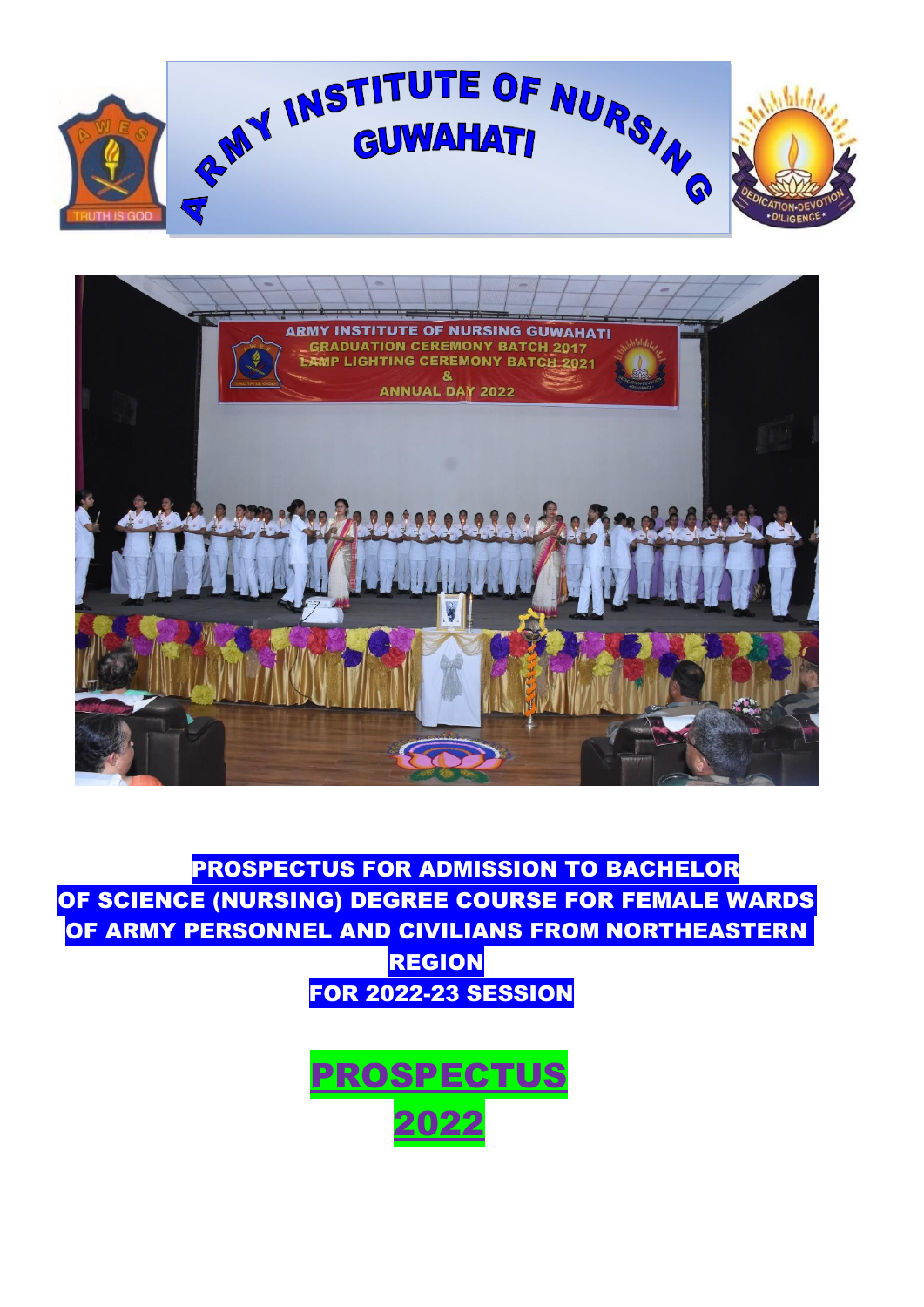# ARMY INSTITUTE OF NURSING GUWAHATI

**PROSPECTUS FOR ADMISSION TO BACHELOR OF SCIENCE (NURSING) DEGREE COURSE FOR FEMALE WARDS OF ARMY PERSONNEL AND CIVILIANS FROM NORTHEASTERN REGION**

**FOR 2022-23 SESSION**

# PROSPECTUS 2022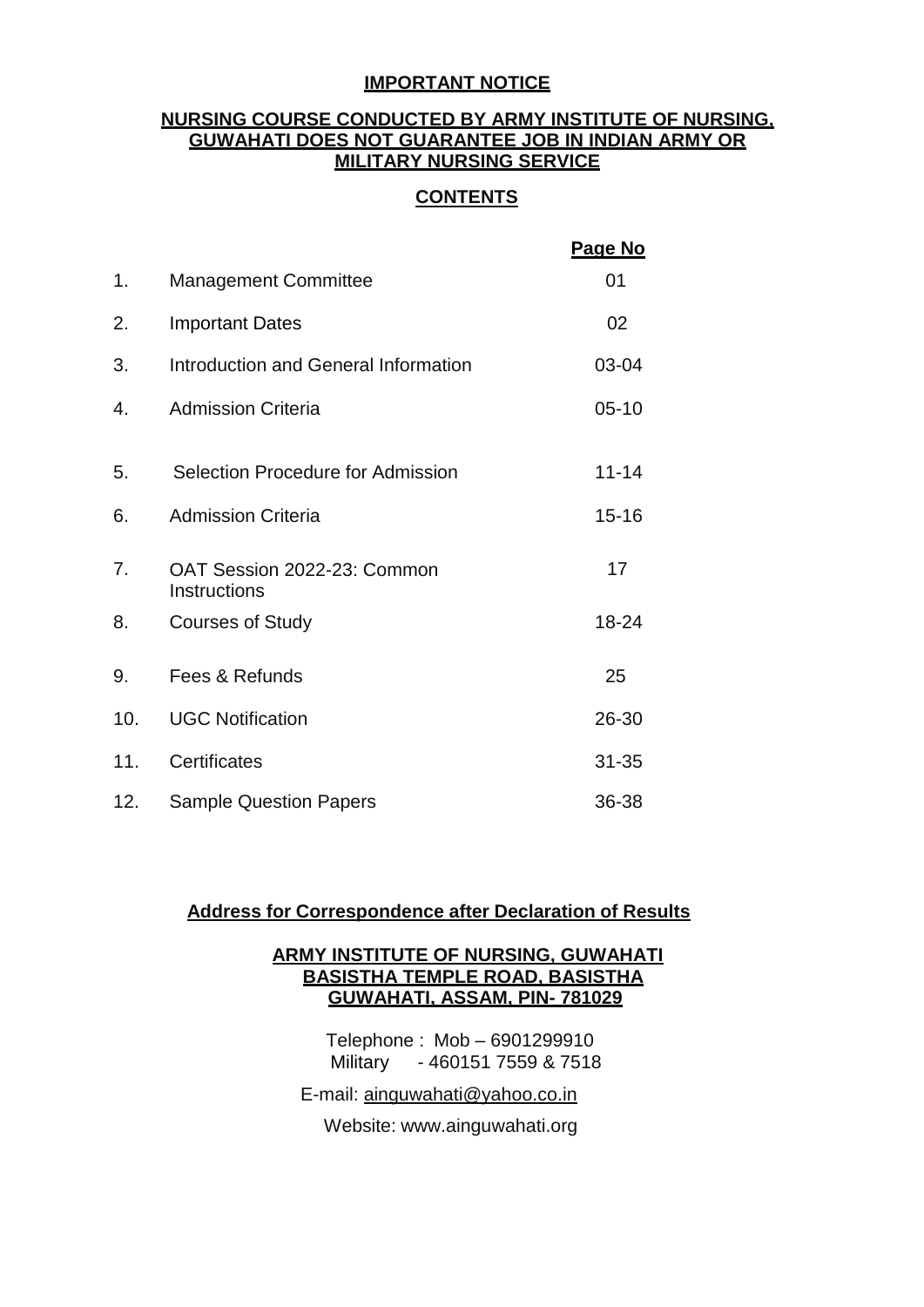**IMPORTANT NOTICE**

**NURSING COURSE CONDUCTED BY ARMY INSTITUTE OF NURSING, GUWAHATI DOES NOT GUARANTEE JOB IN INDIAN ARMY OR MILITARY NURSING SERVICE**

## CONTENTS

| | | Page No |
|---|---|---|
| 1. | Management Committee | 01 |
| 2. | Important Dates | 02 |
| 3. | Introduction and General Information | 03-04 |
| 4. | Admission Criteria | 05-10 |
| 5. | Selection Procedure for Admission | 11-14 |
| 6. | Admission Criteria | 15-16 |
| 7. | OAT Session 2022-23: Common Instructions | 17 |
| 8. | Courses of Study | 18-24 |
| 9. | Fees & Refunds | 25 |
| 10. | UGC Notification | 26-30 |
| 11. | Certificates | 31-35 |
| 12. | Sample Question Papers | 36-38 |

**Address for Correspondence after Declaration of Results**

**ARMY INSTITUTE OF NURSING, GUWAHATI**
**BASISTHA TEMPLE ROAD, BASISTHA**
**GUWAHATI, ASSAM, PIN- 781029**

Telephone : Mob – 6901299910
Military - 460151 7559 & 7518

E-mail: ainguwahati@yahoo.co.in

Website: www.ainguwahati.org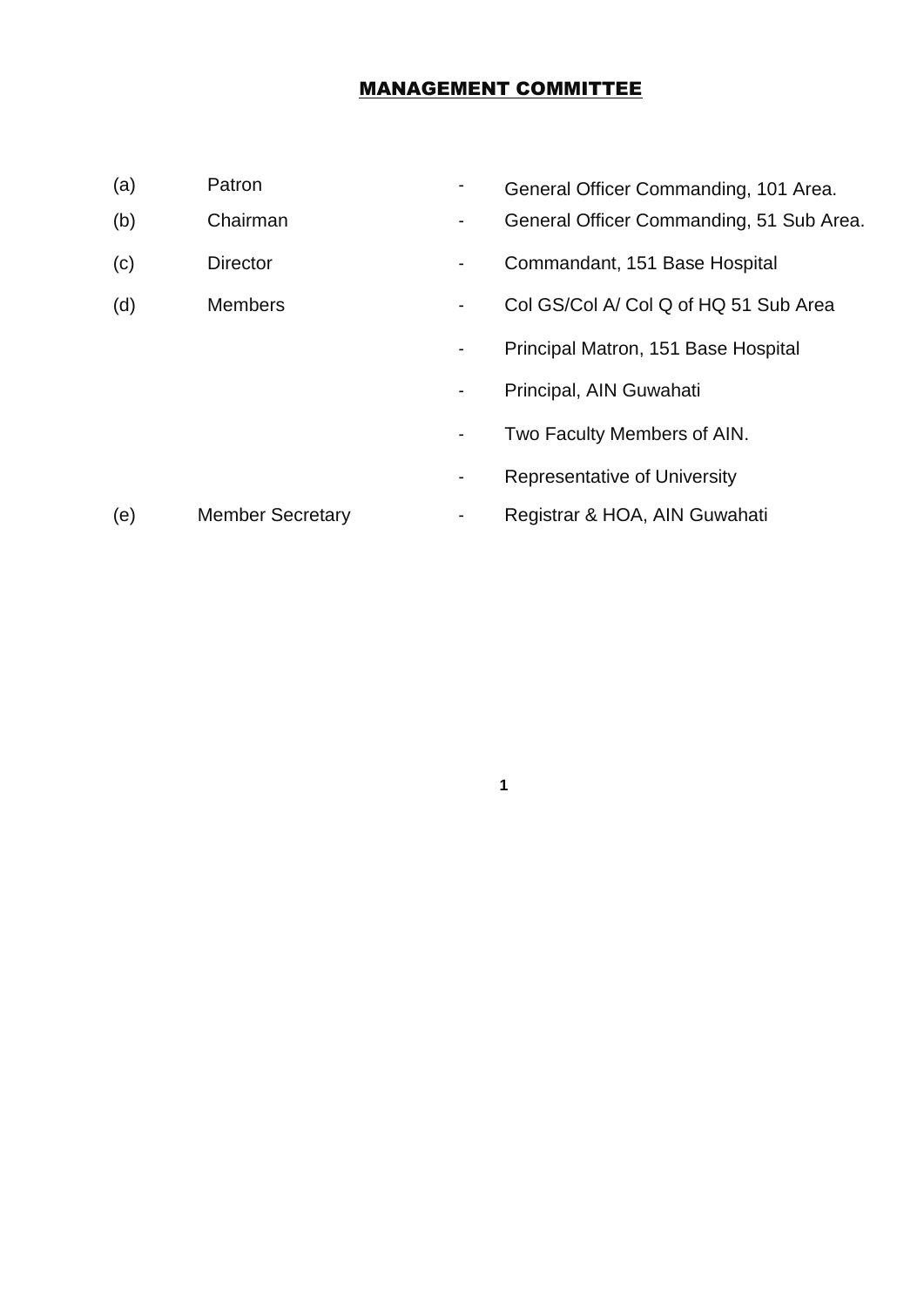# MANAGEMENT COMMITTEE

| | | | |
|---|---|---|---|
| (a) | Patron | - | General Officer Commanding, 101 Area. |
| (b) | Chairman | - | General Officer Commanding, 51 Sub Area. |
| (c) | Director | - | Commandant, 151 Base Hospital |
| (d) | Members | - | Col GS/Col A/ Col Q of HQ 51 Sub Area |
| | | - | Principal Matron, 151 Base Hospital |
| | | - | Principal, AIN Guwahati |
| | | - | Two Faculty Members of AIN. |
| | | - | Representative of University |
| (e) | Member Secretary | - | Registrar & HOA, AIN Guwahati |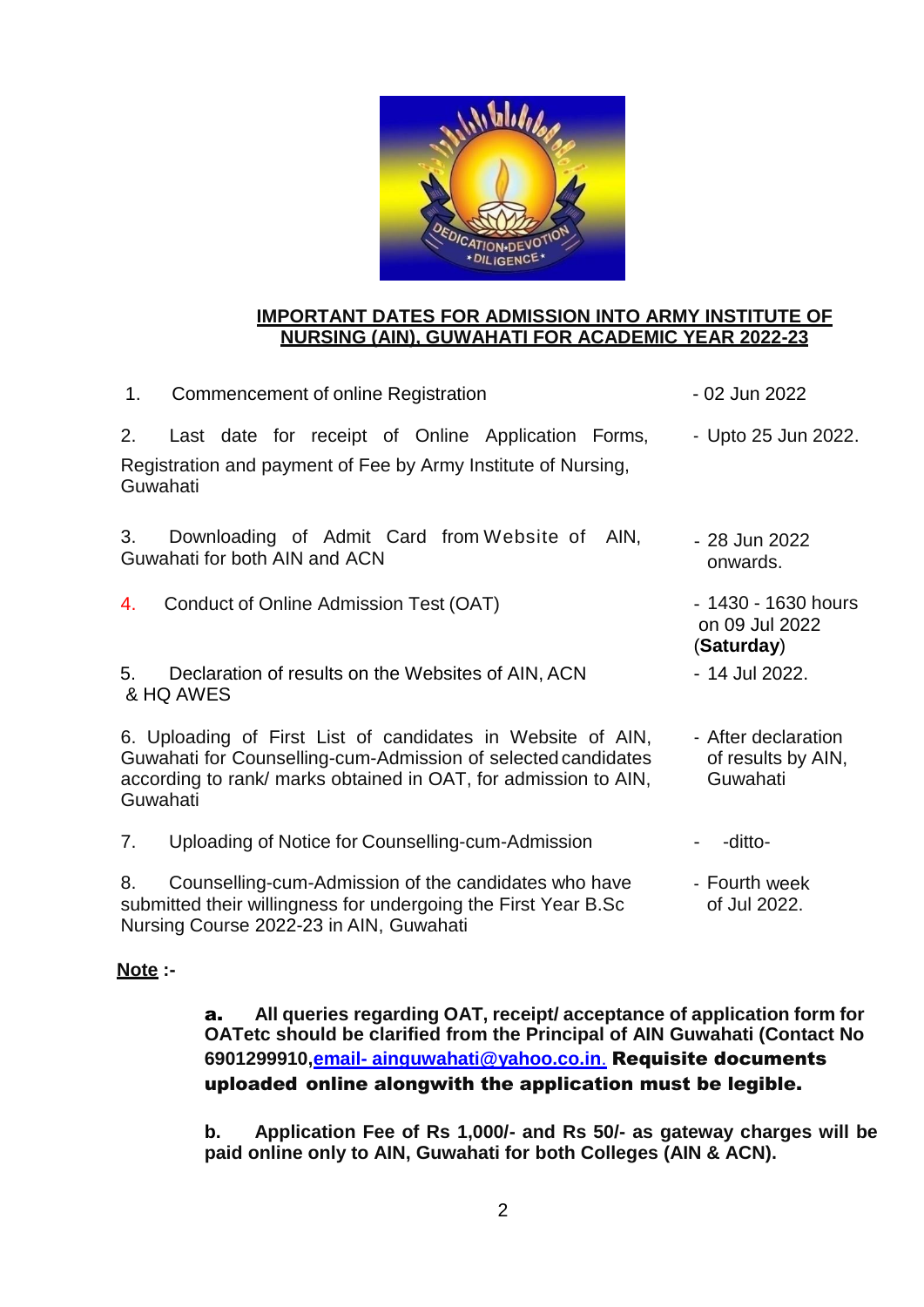## IMPORTANT DATES FOR ADMISSION INTO ARMY INSTITUTE OF NURSING (AIN), GUWAHATI FOR ACADEMIC YEAR 2022-23

| | | |
|---|---|---|
| 1. | Commencement of online Registration | - 02 Jun 2022 |
| 2. | Last date for receipt of Online Application Forms, Registration and payment of Fee by Army Institute of Nursing, Guwahati | - Upto 25 Jun 2022. |
| 3. | Downloading of Admit Card from Website of AIN, Guwahati for both AIN and ACN | - 28 Jun 2022 onwards. |
| 4. | Conduct of Online Admission Test (OAT) | - 1430 - 1630 hours on 09 Jul 2022 (**Saturday**) |
| 5. | Declaration of results on the Websites of AIN, ACN & HQ AWES | - 14 Jul 2022. |
| 6. | Uploading of First List of candidates in Website of AIN, Guwahati for Counselling-cum-Admission of selected candidates according to rank/ marks obtained in OAT, for admission to AIN, Guwahati | - After declaration of results by AIN, Guwahati |
| 7. | Uploading of Notice for Counselling-cum-Admission | - -ditto- |
| 8. | Counselling-cum-Admission of the candidates who have submitted their willingness for undergoing the First Year B.Sc Nursing Course 2022-23 in AIN, Guwahati | - Fourth week of Jul 2022. |

**Note :-**

**a. All queries regarding OAT, receipt/ acceptance of application form for OATetc should be clarified from the Principal of AIN Guwahati (Contact No 6901299910,email- ainguwahati@yahoo.co.in. Requisite documents uploaded online alongwith the application must be legible.**

**b. Application Fee of Rs 1,000/- and Rs 50/- as gateway charges will be paid online only to AIN, Guwahati for both Colleges (AIN & ACN).**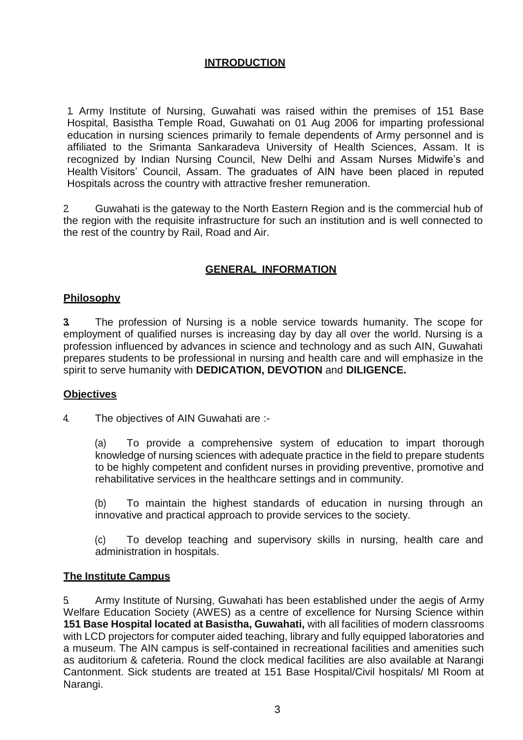## INTRODUCTION

1. Army Institute of Nursing, Guwahati was raised within the premises of 151 Base Hospital, Basistha Temple Road, Guwahati on 01 Aug 2006 for imparting professional education in nursing sciences primarily to female dependents of Army personnel and is affiliated to the Srimanta Sankaradeva University of Health Sciences, Assam. It is recognized by Indian Nursing Council, New Delhi and Assam Nurses Midwife's and Health Visitors' Council, Assam. The graduates of AIN have been placed in reputed Hospitals across the country with attractive fresher remuneration.

2. Guwahati is the gateway to the North Eastern Region and is the commercial hub of the region with the requisite infrastructure for such an institution and is well connected to the rest of the country by Rail, Road and Air.

## GENERAL INFORMATION

### Philosophy

**3.** The profession of Nursing is a noble service towards humanity. The scope for employment of qualified nurses is increasing day by day all over the world. Nursing is a profession influenced by advances in science and technology and as such AIN, Guwahati prepares students to be professional in nursing and health care and will emphasize in the spirit to serve humanity with **DEDICATION, DEVOTION** and **DILIGENCE.**

### Objectives

4. The objectives of AIN Guwahati are :-

(a) To provide a comprehensive system of education to impart thorough knowledge of nursing sciences with adequate practice in the field to prepare students to be highly competent and confident nurses in providing preventive, promotive and rehabilitative services in the healthcare settings and in community.

(b) To maintain the highest standards of education in nursing through an innovative and practical approach to provide services to the society.

(c) To develop teaching and supervisory skills in nursing, health care and administration in hospitals.

### The Institute Campus

5. Army Institute of Nursing, Guwahati has been established under the aegis of Army Welfare Education Society (AWES) as a centre of excellence for Nursing Science within **151 Base Hospital located at Basistha, Guwahati,** with all facilities of modern classrooms with LCD projectors for computer aided teaching, library and fully equipped laboratories and a museum. The AIN campus is self-contained in recreational facilities and amenities such as auditorium & cafeteria. Round the clock medical facilities are also available at Narangi Cantonment. Sick students are treated at 151 Base Hospital/Civil hospitals/ MI Room at Narangi.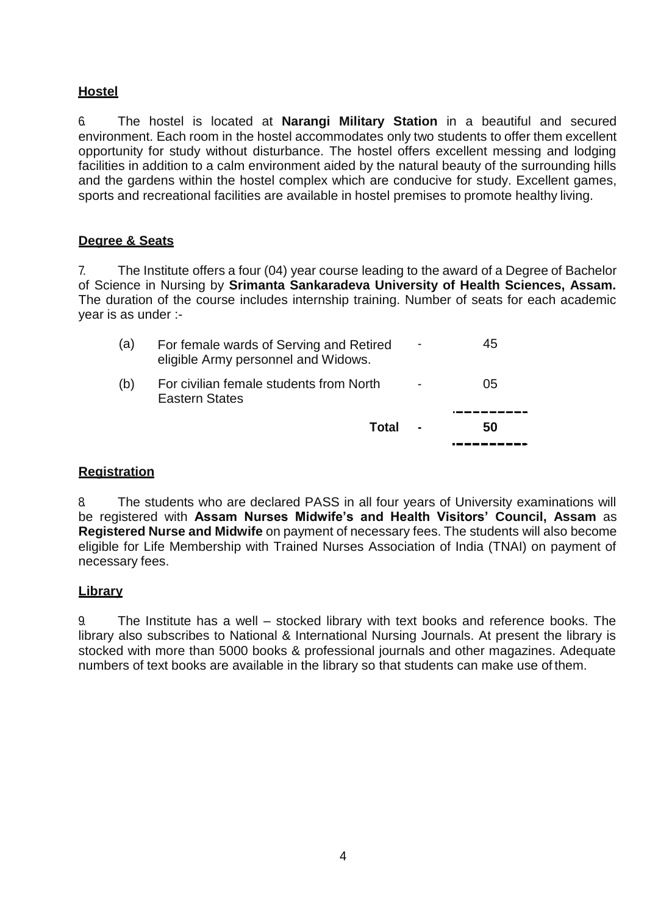## Hostel

6. The hostel is located at **Narangi Military Station** in a beautiful and secured environment. Each room in the hostel accommodates only two students to offer them excellent opportunity for study without disturbance. The hostel offers excellent messing and lodging facilities in addition to a calm environment aided by the natural beauty of the surrounding hills and the gardens within the hostel complex which are conducive for study. Excellent games, sports and recreational facilities are available in hostel premises to promote healthy living.

## Degree & Seats

7. The Institute offers a four (04) year course leading to the award of a Degree of Bachelor of Science in Nursing by **Srimanta Sankaradeva University of Health Sciences, Assam.** The duration of the course includes internship training. Number of seats for each academic year is as under :-

| | | | |
|---|---|---|---|
| (a) | For female wards of Serving and Retired eligible Army personnel and Widows. | - | 45 |
| (b) | For civilian female students from North Eastern States | - | 05 |
| | **Total** | **-** | **50** |

## Registration

8. The students who are declared PASS in all four years of University examinations will be registered with **Assam Nurses Midwife's and Health Visitors' Council, Assam** as **Registered Nurse and Midwife** on payment of necessary fees. The students will also become eligible for Life Membership with Trained Nurses Association of India (TNAI) on payment of necessary fees.

## Library

9. The Institute has a well – stocked library with text books and reference books. The library also subscribes to National & International Nursing Journals. At present the library is stocked with more than 5000 books & professional journals and other magazines. Adequate numbers of text books are available in the library so that students can make use of them.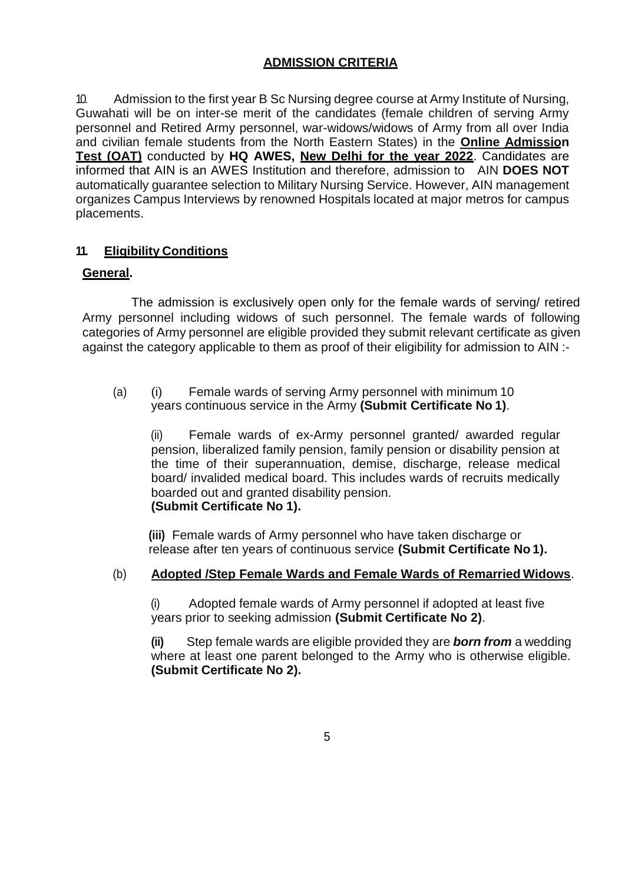## ADMISSION CRITERIA

10. Admission to the first year B Sc Nursing degree course at Army Institute of Nursing, Guwahati will be on inter-se merit of the candidates (female children of serving Army personnel and Retired Army personnel, war-widows/widows of Army from all over India and civilian female students from the North Eastern States) in the **Online Admission Test (OAT)** conducted by **HQ AWES, New Delhi for the year 2022**. Candidates are informed that AIN is an AWES Institution and therefore, admission to AIN **DOES NOT** automatically guarantee selection to Military Nursing Service. However, AIN management organizes Campus Interviews by renowned Hospitals located at major metros for campus placements.

### 11. Eligibility Conditions

**General.**

The admission is exclusively open only for the female wards of serving/ retired Army personnel including widows of such personnel. The female wards of following categories of Army personnel are eligible provided they submit relevant certificate as given against the category applicable to them as proof of their eligibility for admission to AIN :-

(a) (i) Female wards of serving Army personnel with minimum 10 years continuous service in the Army **(Submit Certificate No 1)**.

(ii) Female wards of ex-Army personnel granted/ awarded regular pension, liberalized family pension, family pension or disability pension at the time of their superannuation, demise, discharge, release medical board/ invalided medical board. This includes wards of recruits medically boarded out and granted disability pension. **(Submit Certificate No 1).**

**(iii)** Female wards of Army personnel who have taken discharge or release after ten years of continuous service **(Submit Certificate No 1).**

(b) **Adopted /Step Female Wards and Female Wards of Remarried Widows**.

(i) Adopted female wards of Army personnel if adopted at least five years prior to seeking admission **(Submit Certificate No 2)**.

**(ii)** Step female wards are eligible provided they are ***born from*** a wedding where at least one parent belonged to the Army who is otherwise eligible. **(Submit Certificate No 2).**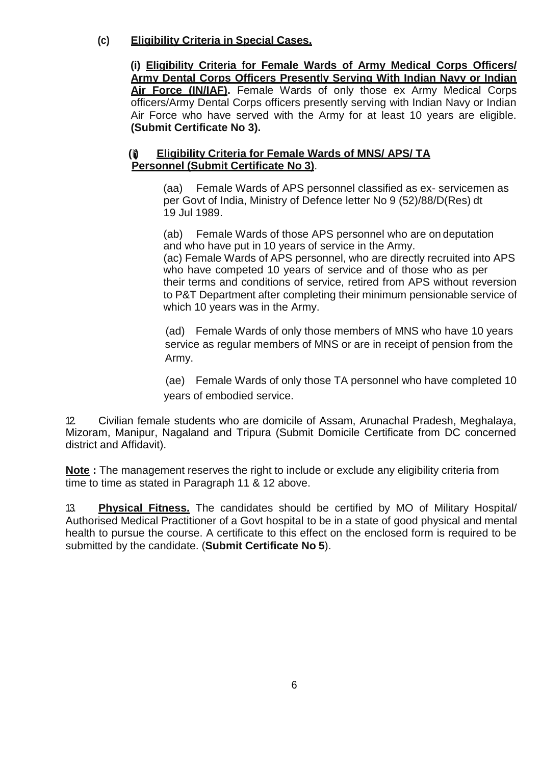**(c) Eligibility Criteria in Special Cases.**

**(i) Eligibility Criteria for Female Wards of Army Medical Corps Officers/ Army Dental Corps Officers Presently Serving With Indian Navy or Indian Air Force (IN/IAF).** Female Wards of only those ex Army Medical Corps officers/Army Dental Corps officers presently serving with Indian Navy or Indian Air Force who have served with the Army for at least 10 years are eligible. **(Submit Certificate No 3).**

**(ii) Eligibility Criteria for Female Wards of MNS/ APS/ TA Personnel (Submit Certificate No 3)**.

(aa) Female Wards of APS personnel classified as ex- servicemen as per Govt of India, Ministry of Defence letter No 9 (52)/88/D(Res) dt 19 Jul 1989.

(ab) Female Wards of those APS personnel who are on deputation and who have put in 10 years of service in the Army.

(ac) Female Wards of APS personnel, who are directly recruited into APS who have competed 10 years of service and of those who as per their terms and conditions of service, retired from APS without reversion to P&T Department after completing their minimum pensionable service of which 10 years was in the Army.

(ad) Female Wards of only those members of MNS who have 10 years service as regular members of MNS or are in receipt of pension from the Army.

(ae) Female Wards of only those TA personnel who have completed 10 years of embodied service.

12. Civilian female students who are domicile of Assam, Arunachal Pradesh, Meghalaya, Mizoram, Manipur, Nagaland and Tripura (Submit Domicile Certificate from DC concerned district and Affidavit).

**Note :** The management reserves the right to include or exclude any eligibility criteria from time to time as stated in Paragraph 11 & 12 above.

13. **Physical Fitness.** The candidates should be certified by MO of Military Hospital/ Authorised Medical Practitioner of a Govt hospital to be in a state of good physical and mental health to pursue the course. A certificate to this effect on the enclosed form is required to be submitted by the candidate. (**Submit Certificate No 5**).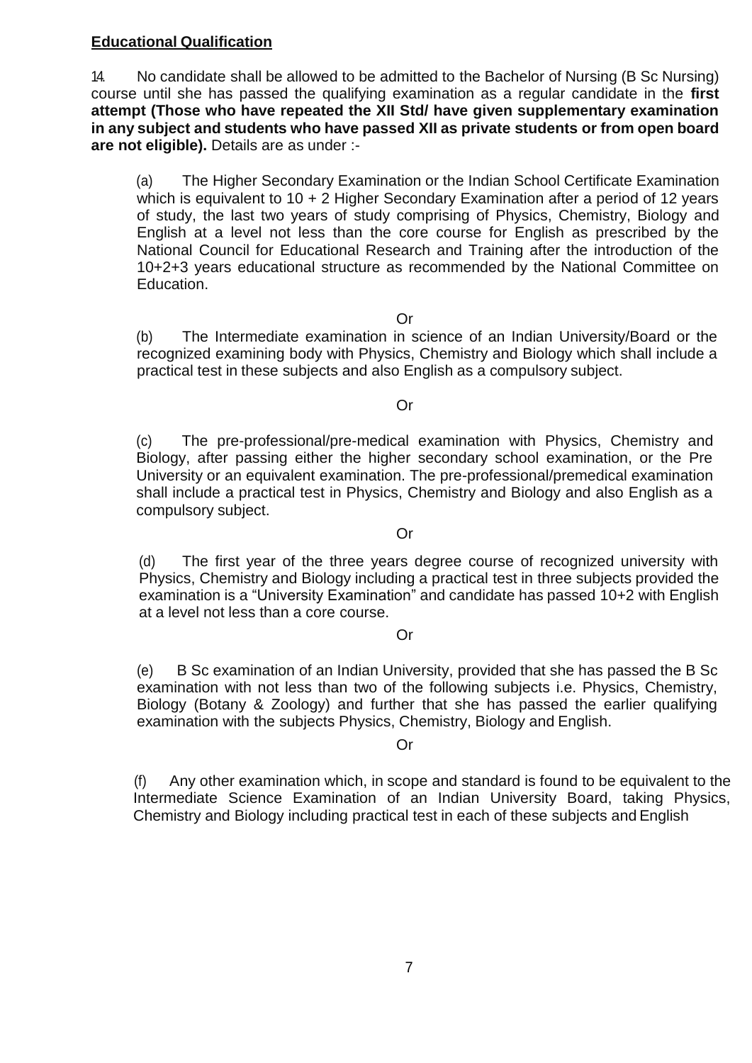**Educational Qualification**

14. No candidate shall be allowed to be admitted to the Bachelor of Nursing (B Sc Nursing) course until she has passed the qualifying examination as a regular candidate in the **first attempt (Those who have repeated the XII Std/ have given supplementary examination in any subject and students who have passed XII as private students or from open board are not eligible).** Details are as under :-

(a) The Higher Secondary Examination or the Indian School Certificate Examination which is equivalent to 10 + 2 Higher Secondary Examination after a period of 12 years of study, the last two years of study comprising of Physics, Chemistry, Biology and English at a level not less than the core course for English as prescribed by the National Council for Educational Research and Training after the introduction of the 10+2+3 years educational structure as recommended by the National Committee on Education.

Or

(b) The Intermediate examination in science of an Indian University/Board or the recognized examining body with Physics, Chemistry and Biology which shall include a practical test in these subjects and also English as a compulsory subject.

Or

(c) The pre-professional/pre-medical examination with Physics, Chemistry and Biology, after passing either the higher secondary school examination, or the Pre University or an equivalent examination. The pre-professional/premedical examination shall include a practical test in Physics, Chemistry and Biology and also English as a compulsory subject.

Or

(d) The first year of the three years degree course of recognized university with Physics, Chemistry and Biology including a practical test in three subjects provided the examination is a "University Examination" and candidate has passed 10+2 with English at a level not less than a core course.

Or

(e) B Sc examination of an Indian University, provided that she has passed the B Sc examination with not less than two of the following subjects i.e. Physics, Chemistry, Biology (Botany & Zoology) and further that she has passed the earlier qualifying examination with the subjects Physics, Chemistry, Biology and English.

Or

(f) Any other examination which, in scope and standard is found to be equivalent to the Intermediate Science Examination of an Indian University Board, taking Physics, Chemistry and Biology including practical test in each of these subjects and English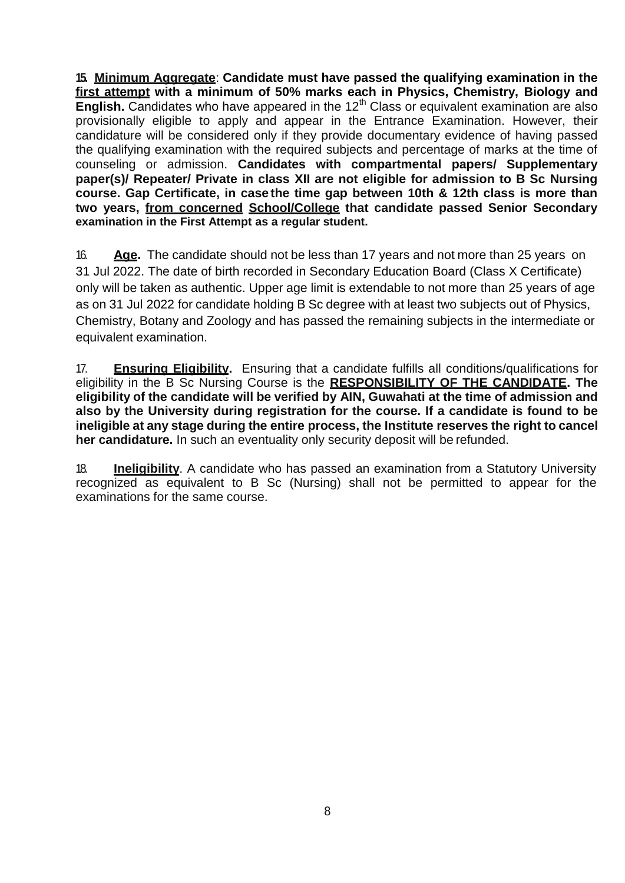15. **Minimum Aggregate**: **Candidate must have passed the qualifying examination in the first attempt with a minimum of 50% marks each in Physics, Chemistry, Biology and English.** Candidates who have appeared in the 12th Class or equivalent examination are also provisionally eligible to apply and appear in the Entrance Examination. However, their candidature will be considered only if they provide documentary evidence of having passed the qualifying examination with the required subjects and percentage of marks at the time of counseling or admission. **Candidates with compartmental papers/ Supplementary paper(s)/ Repeater/ Private in class XII are not eligible for admission to B Sc Nursing course. Gap Certificate, in case the time gap between 10th & 12th class is more than two years, from concerned School/College that candidate passed Senior Secondary examination in the First Attempt as a regular student.**

16. **Age.** The candidate should not be less than 17 years and not more than 25 years on 31 Jul 2022. The date of birth recorded in Secondary Education Board (Class X Certificate) only will be taken as authentic. Upper age limit is extendable to not more than 25 years of age as on 31 Jul 2022 for candidate holding B Sc degree with at least two subjects out of Physics, Chemistry, Botany and Zoology and has passed the remaining subjects in the intermediate or equivalent examination.

17. **Ensuring Eligibility.** Ensuring that a candidate fulfills all conditions/qualifications for eligibility in the B Sc Nursing Course is the **RESPONSIBILITY OF THE CANDIDATE. The eligibility of the candidate will be verified by AIN, Guwahati at the time of admission and also by the University during registration for the course. If a candidate is found to be ineligible at any stage during the entire process, the Institute reserves the right to cancel her candidature.** In such an eventuality only security deposit will be refunded.

18. **Ineligibility**. A candidate who has passed an examination from a Statutory University recognized as equivalent to B Sc (Nursing) shall not be permitted to appear for the examinations for the same course.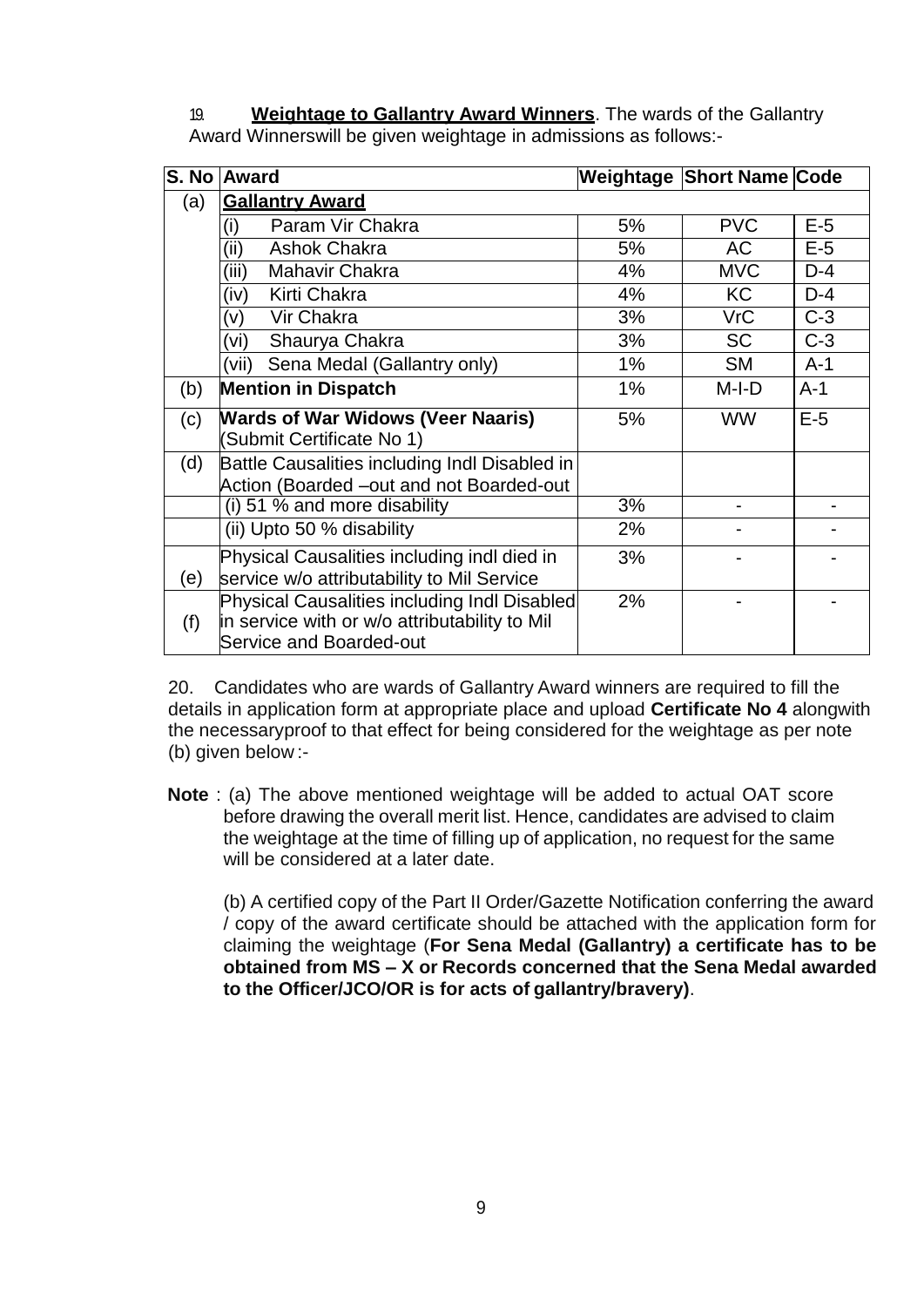19. **Weightage to Gallantry Award Winners**. The wards of the Gallantry Award Winnerswill be given weightage in admissions as follows:-

| S. No | Award | Weightage | Short Name | Code |
|---|---|---|---|---|
| (a) | **Gallantry Award** | | | |
| | (i) Param Vir Chakra | 5% | PVC | E-5 |
| | (ii) Ashok Chakra | 5% | AC | E-5 |
| | (iii) Mahavir Chakra | 4% | MVC | D-4 |
| | (iv) Kirti Chakra | 4% | KC | D-4 |
| | (v) Vir Chakra | 3% | VrC | C-3 |
| | (vi) Shaurya Chakra | 3% | SC | C-3 |
| | (vii) Sena Medal (Gallantry only) | 1% | SM | A-1 |
| (b) | **Mention in Dispatch** | 1% | M-I-D | A-1 |
| (c) | **Wards of War Widows (Veer Naaris)** (Submit Certificate No 1) | 5% | WW | E-5 |
| (d) | Battle Causalities including Indl Disabled in Action (Boarded –out and not Boarded-out | | | |
| | (i) 51 % and more disability | 3% | - | - |
| | (ii) Upto 50 % disability | 2% | - | - |
| (e) | Physical Causalities including indl died in service w/o attributability to Mil Service | 3% | - | - |
| (f) | Physical Causalities including Indl Disabled in service with or w/o attributability to Mil Service and Boarded-out | 2% | - | - |

20. Candidates who are wards of Gallantry Award winners are required to fill the details in application form at appropriate place and upload **Certificate No 4** alongwith the necessaryproof to that effect for being considered for the weightage as per note (b) given below :-

**Note** : (a) The above mentioned weightage will be added to actual OAT score before drawing the overall merit list. Hence, candidates are advised to claim the weightage at the time of filling up of application, no request for the same will be considered at a later date.

(b) A certified copy of the Part II Order/Gazette Notification conferring the award / copy of the award certificate should be attached with the application form for claiming the weightage (**For Sena Medal (Gallantry) a certificate has to be obtained from MS – X or Records concerned that the Sena Medal awarded to the Officer/JCO/OR is for acts of gallantry/bravery)**.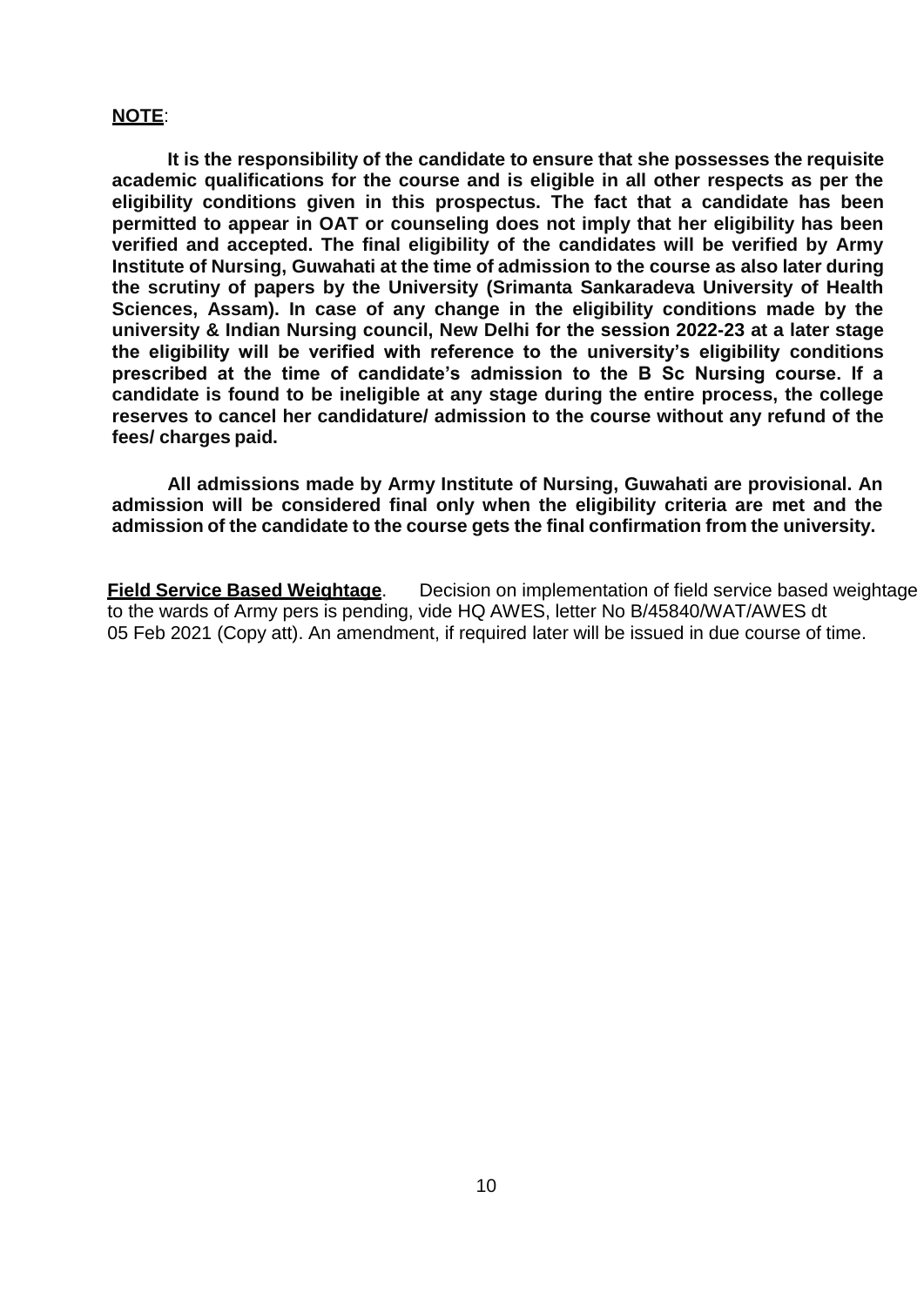**NOTE**:

**It is the responsibility of the candidate to ensure that she possesses the requisite academic qualifications for the course and is eligible in all other respects as per the eligibility conditions given in this prospectus. The fact that a candidate has been permitted to appear in OAT or counseling does not imply that her eligibility has been verified and accepted. The final eligibility of the candidates will be verified by Army Institute of Nursing, Guwahati at the time of admission to the course as also later during the scrutiny of papers by the University (Srimanta Sankaradeva University of Health Sciences, Assam). In case of any change in the eligibility conditions made by the university & Indian Nursing council, New Delhi for the session 2022-23 at a later stage the eligibility will be verified with reference to the university's eligibility conditions prescribed at the time of candidate's admission to the B Sc Nursing course. If a candidate is found to be ineligible at any stage during the entire process, the college reserves to cancel her candidature/ admission to the course without any refund of the fees/ charges paid.**

**All admissions made by Army Institute of Nursing, Guwahati are provisional. An admission will be considered final only when the eligibility criteria are met and the admission of the candidate to the course gets the final confirmation from the university.**

**Field Service Based Weightage**. Decision on implementation of field service based weightage to the wards of Army pers is pending, vide HQ AWES, letter No B/45840/WAT/AWES dt 05 Feb 2021 (Copy att). An amendment, if required later will be issued in due course of time.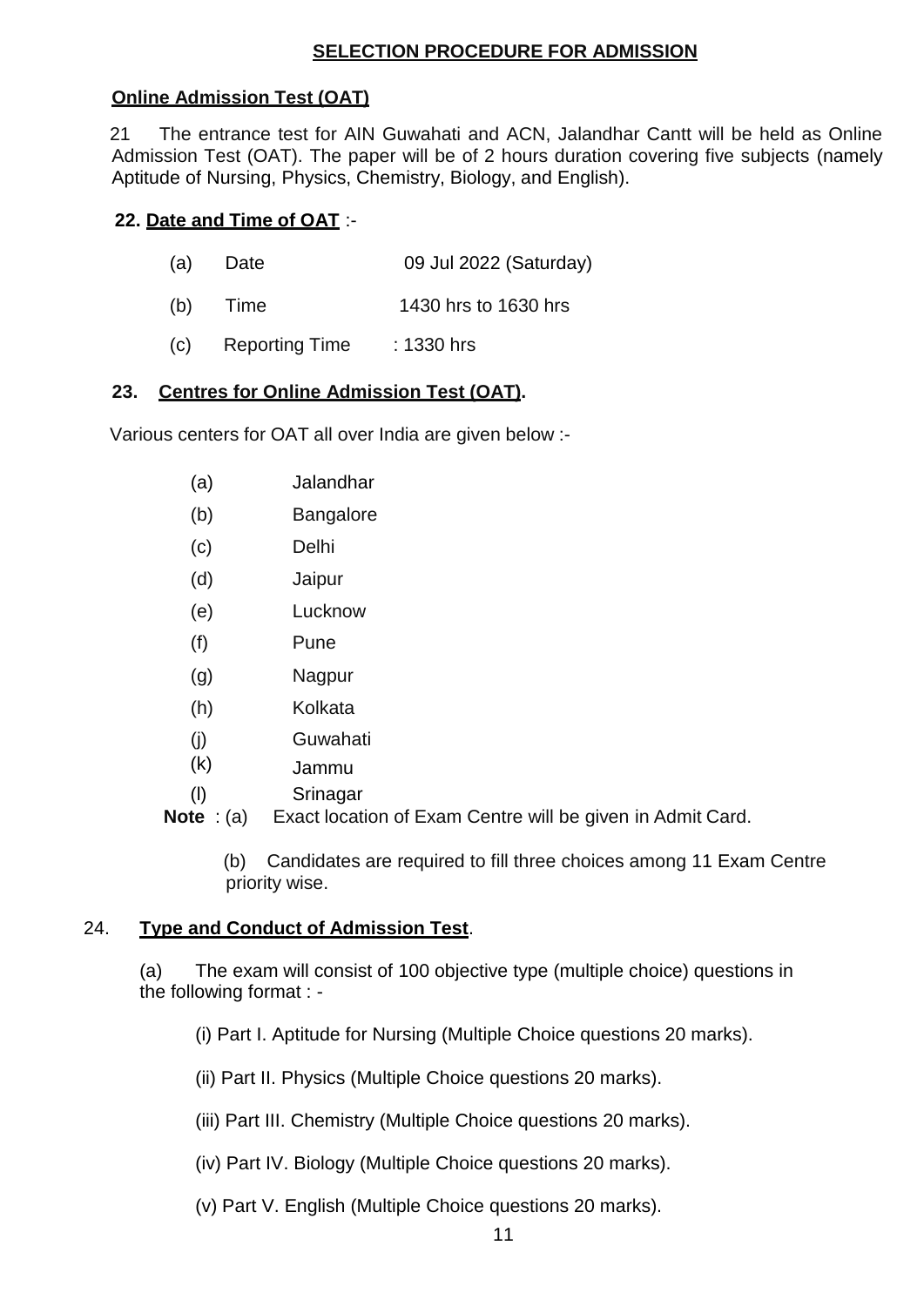## SELECTION PROCEDURE FOR ADMISSION

**Online Admission Test (OAT)**

21 The entrance test for AIN Guwahati and ACN, Jalandhar Cantt will be held as Online Admission Test (OAT). The paper will be of 2 hours duration covering five subjects (namely Aptitude of Nursing, Physics, Chemistry, Biology, and English).

**22. Date and Time of OAT** :-

(a) Date 09 Jul 2022 (Saturday)

(b) Time 1430 hrs to 1630 hrs

(c) Reporting Time : 1330 hrs

**23. Centres for Online Admission Test (OAT).**

Various centers for OAT all over India are given below :-

(a) Jalandhar

(b) Bangalore

(c) Delhi

(d) Jaipur

(e) Lucknow

(f) Pune

(g) Nagpur

(h) Kolkata

(j) Guwahati

(k) Jammu

(l) Srinagar

**Note** : (a) Exact location of Exam Centre will be given in Admit Card.

(b) Candidates are required to fill three choices among 11 Exam Centre priority wise.

24. **Type and Conduct of Admission Test**.

(a) The exam will consist of 100 objective type (multiple choice) questions in the following format : -

(i) Part I. Aptitude for Nursing (Multiple Choice questions 20 marks).

(ii) Part II. Physics (Multiple Choice questions 20 marks).

(iii) Part III. Chemistry (Multiple Choice questions 20 marks).

(iv) Part IV. Biology (Multiple Choice questions 20 marks).

(v) Part V. English (Multiple Choice questions 20 marks).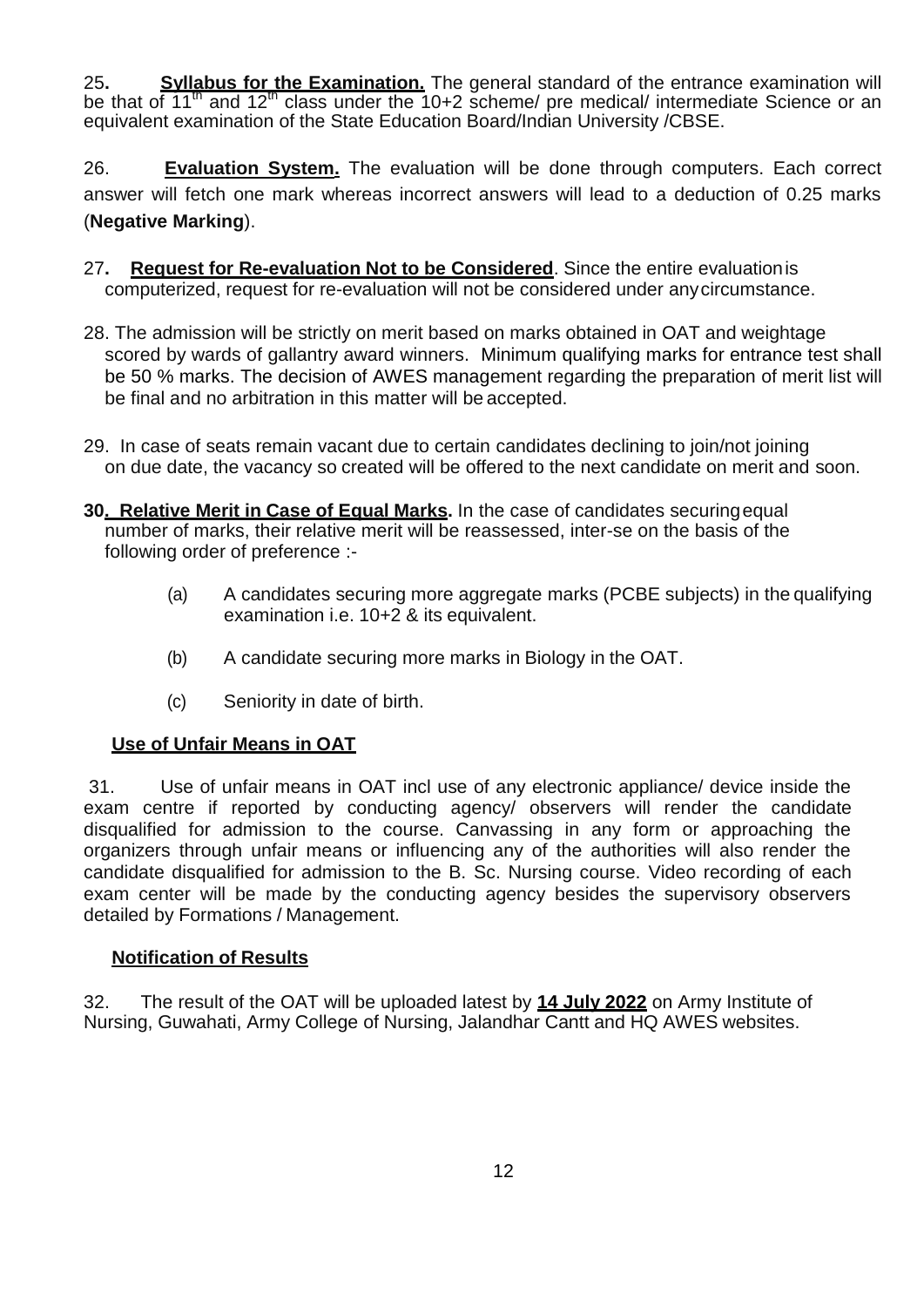25**.** **Syllabus for the Examination.** The general standard of the entrance examination will be that of $11^{th}$ and $12^{th}$ class under the 10+2 scheme/ pre medical/ intermediate Science or an equivalent examination of the State Education Board/Indian University /CBSE.

26. **Evaluation System.** The evaluation will be done through computers. Each correct answer will fetch one mark whereas incorrect answers will lead to a deduction of 0.25 marks (**Negative Marking**).

27**.** **Request for Re-evaluation Not to be Considered**. Since the entire evaluation is computerized, request for re-evaluation will not be considered under any circumstance.

28. The admission will be strictly on merit based on marks obtained in OAT and weightage scored by wards of gallantry award winners. Minimum qualifying marks for entrance test shall be 50 % marks. The decision of AWES management regarding the preparation of merit list will be final and no arbitration in this matter will be accepted.

29. In case of seats remain vacant due to certain candidates declining to join/not joining on due date, the vacancy so created will be offered to the next candidate on merit and soon.

**30. Relative Merit in Case of Equal Marks.** In the case of candidates securing equal number of marks, their relative merit will be reassessed, inter-se on the basis of the following order of preference :-

(a) A candidates securing more aggregate marks (PCBE subjects) in the qualifying examination i.e. 10+2 & its equivalent.

(b) A candidate securing more marks in Biology in the OAT.

(c) Seniority in date of birth.

**Use of Unfair Means in OAT**

31. Use of unfair means in OAT incl use of any electronic appliance/ device inside the exam centre if reported by conducting agency/ observers will render the candidate disqualified for admission to the course. Canvassing in any form or approaching the organizers through unfair means or influencing any of the authorities will also render the candidate disqualified for admission to the B. Sc. Nursing course. Video recording of each exam center will be made by the conducting agency besides the supervisory observers detailed by Formations / Management.

**Notification of Results**

32. The result of the OAT will be uploaded latest by **14 July 2022** on Army Institute of Nursing, Guwahati, Army College of Nursing, Jalandhar Cantt and HQ AWES websites.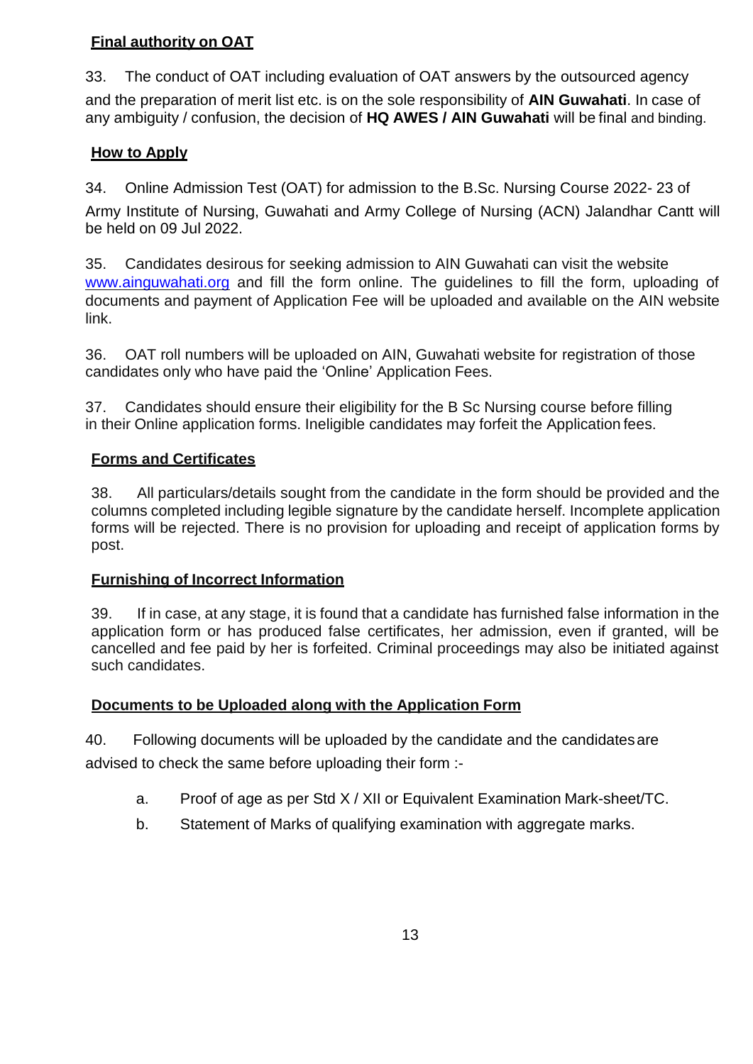**Final authority on OAT**

33. The conduct of OAT including evaluation of OAT answers by the outsourced agency and the preparation of merit list etc. is on the sole responsibility of **AIN Guwahati**. In case of any ambiguity / confusion, the decision of **HQ AWES / AIN Guwahati** will be final and binding.

**How to Apply**

34. Online Admission Test (OAT) for admission to the B.Sc. Nursing Course 2022- 23 of Army Institute of Nursing, Guwahati and Army College of Nursing (ACN) Jalandhar Cantt will be held on 09 Jul 2022.

35. Candidates desirous for seeking admission to AIN Guwahati can visit the website www.ainguwahati.org and fill the form online. The guidelines to fill the form, uploading of documents and payment of Application Fee will be uploaded and available on the AIN website link.

36. OAT roll numbers will be uploaded on AIN, Guwahati website for registration of those candidates only who have paid the 'Online' Application Fees.

37. Candidates should ensure their eligibility for the B Sc Nursing course before filling in their Online application forms. Ineligible candidates may forfeit the Application fees.

**Forms and Certificates**

38. All particulars/details sought from the candidate in the form should be provided and the columns completed including legible signature by the candidate herself. Incomplete application forms will be rejected. There is no provision for uploading and receipt of application forms by post.

**Furnishing of Incorrect Information**

39. If in case, at any stage, it is found that a candidate has furnished false information in the application form or has produced false certificates, her admission, even if granted, will be cancelled and fee paid by her is forfeited. Criminal proceedings may also be initiated against such candidates.

**Documents to be Uploaded along with the Application Form**

40. Following documents will be uploaded by the candidate and the candidates are advised to check the same before uploading their form :-

a. Proof of age as per Std X / XII or Equivalent Examination Mark-sheet/TC.

b. Statement of Marks of qualifying examination with aggregate marks.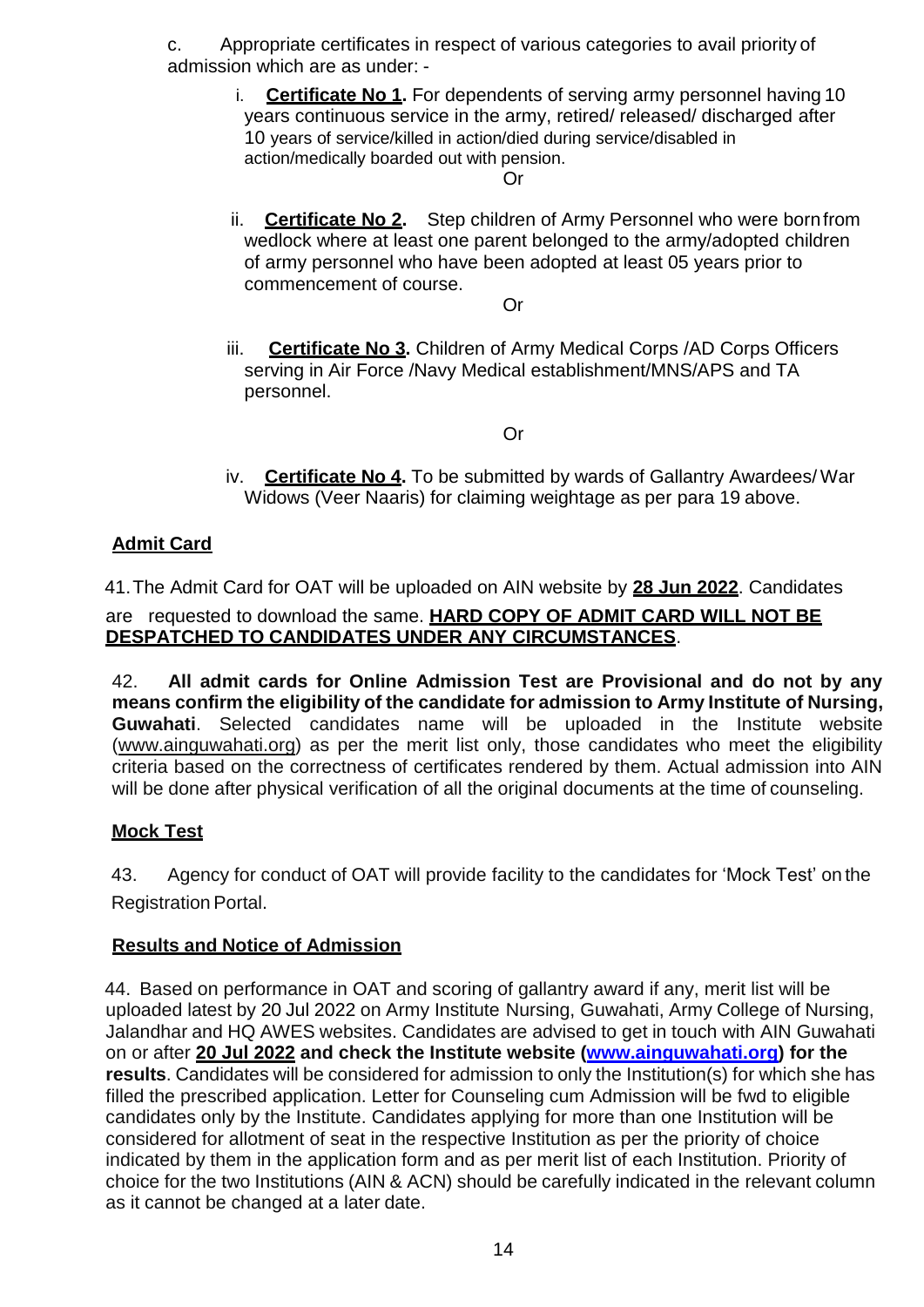c. Appropriate certificates in respect of various categories to avail priority of admission which are as under: -

i. **<u>Certificate No 1</u>.** For dependents of serving army personnel having 10 years continuous service in the army, retired/ released/ discharged after 10 years of service/killed in action/died during service/disabled in action/medically boarded out with pension.

Or

ii. **<u>Certificate No 2</u>.** Step children of Army Personnel who were born from wedlock where at least one parent belonged to the army/adopted children of army personnel who have been adopted at least 05 years prior to commencement of course.

Or

iii. **<u>Certificate No 3</u>.** Children of Army Medical Corps /AD Corps Officers serving in Air Force /Navy Medical establishment/MNS/APS and TA personnel.

Or

iv. **<u>Certificate No 4</u>.** To be submitted by wards of Gallantry Awardees/ War Widows (Veer Naaris) for claiming weightage as per para 19 above.

## <u>Admit Card</u>

41. The Admit Card for OAT will be uploaded on AIN website by **<u>28 Jun 2022</u>**. Candidates are requested to download the same. **<u>HARD COPY OF ADMIT CARD WILL NOT BE DESPATCHED TO CANDIDATES UNDER ANY CIRCUMSTANCES</u>**.

42. **All admit cards for Online Admission Test are Provisional and do not by any means confirm the eligibility of the candidate for admission to Army Institute of Nursing, Guwahati**. Selected candidates name will be uploaded in the Institute website (www.ainguwahati.org) as per the merit list only, those candidates who meet the eligibility criteria based on the correctness of certificates rendered by them. Actual admission into AIN will be done after physical verification of all the original documents at the time of counseling.

## <u>Mock Test</u>

43. Agency for conduct of OAT will provide facility to the candidates for 'Mock Test' on the Registration Portal.

## <u>Results and Notice of Admission</u>

44. Based on performance in OAT and scoring of gallantry award if any, merit list will be uploaded latest by 20 Jul 2022 on Army Institute Nursing, Guwahati, Army College of Nursing, Jalandhar and HQ AWES websites. Candidates are advised to get in touch with AIN Guwahati on or after **<u>20 Jul 2022</u> and check the Institute website (www.ainguwahati.org) for the results**. Candidates will be considered for admission to only the Institution(s) for which she has filled the prescribed application. Letter for Counseling cum Admission will be fwd to eligible candidates only by the Institute. Candidates applying for more than one Institution will be considered for allotment of seat in the respective Institution as per the priority of choice indicated by them in the application form and as per merit list of each Institution. Priority of choice for the two Institutions (AIN & ACN) should be carefully indicated in the relevant column as it cannot be changed at a later date.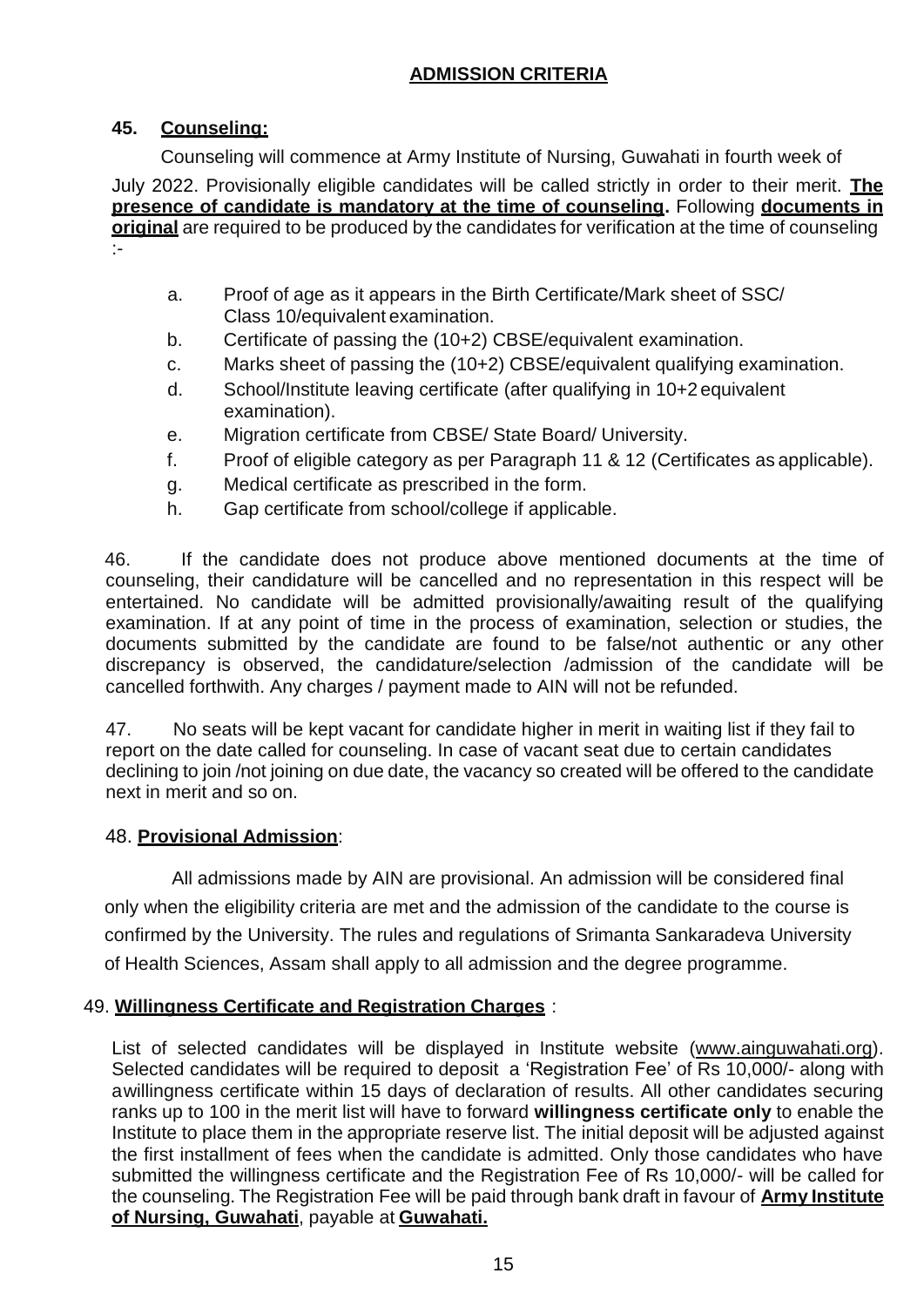## ADMISSION CRITERIA

**45. Counseling:**

Counseling will commence at Army Institute of Nursing, Guwahati in fourth week of July 2022. Provisionally eligible candidates will be called strictly in order to their merit. **The presence of candidate is mandatory at the time of counseling.** Following **documents in original** are required to be produced by the candidates for verification at the time of counseling :-

a. Proof of age as it appears in the Birth Certificate/Mark sheet of SSC/ Class 10/equivalent examination.

b. Certificate of passing the (10+2) CBSE/equivalent examination.

c. Marks sheet of passing the (10+2) CBSE/equivalent qualifying examination.

d. School/Institute leaving certificate (after qualifying in 10+2 equivalent examination).

e. Migration certificate from CBSE/ State Board/ University.

f. Proof of eligible category as per Paragraph 11 & 12 (Certificates as applicable).

g. Medical certificate as prescribed in the form.

h. Gap certificate from school/college if applicable.

46. If the candidate does not produce above mentioned documents at the time of counseling, their candidature will be cancelled and no representation in this respect will be entertained. No candidate will be admitted provisionally/awaiting result of the qualifying examination. If at any point of time in the process of examination, selection or studies, the documents submitted by the candidate are found to be false/not authentic or any other discrepancy is observed, the candidature/selection /admission of the candidate will be cancelled forthwith. Any charges / payment made to AIN will not be refunded.

47. No seats will be kept vacant for candidate higher in merit in waiting list if they fail to report on the date called for counseling. In case of vacant seat due to certain candidates declining to join /not joining on due date, the vacancy so created will be offered to the candidate next in merit and so on.

48. **Provisional Admission**:

All admissions made by AIN are provisional. An admission will be considered final only when the eligibility criteria are met and the admission of the candidate to the course is confirmed by the University. The rules and regulations of Srimanta Sankaradeva University of Health Sciences, Assam shall apply to all admission and the degree programme.

49. **Willingness Certificate and Registration Charges** :

List of selected candidates will be displayed in Institute website (www.ainguwahati.org). Selected candidates will be required to deposit a 'Registration Fee' of Rs 10,000/- along with awillingness certificate within 15 days of declaration of results. All other candidates securing ranks up to 100 in the merit list will have to forward **willingness certificate only** to enable the Institute to place them in the appropriate reserve list. The initial deposit will be adjusted against the first installment of fees when the candidate is admitted. Only those candidates who have submitted the willingness certificate and the Registration Fee of Rs 10,000/- will be called for the counseling. The Registration Fee will be paid through bank draft in favour of **Army Institute of Nursing, Guwahati**, payable at **Guwahati.**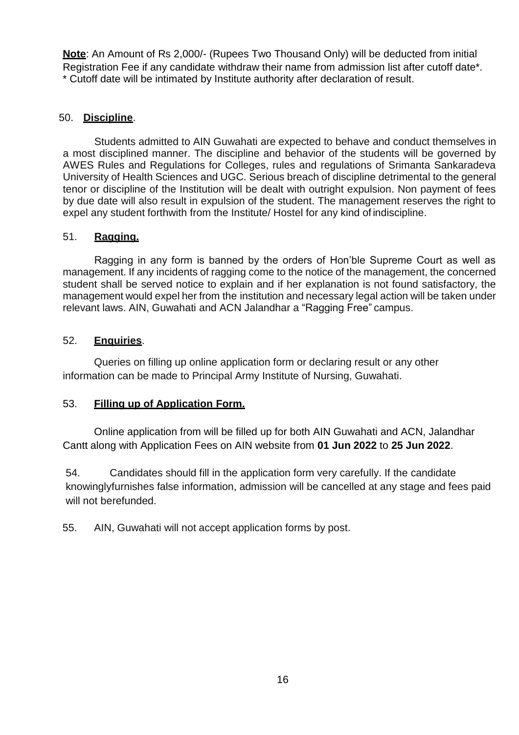**Note**: An Amount of Rs 2,000/- (Rupees Two Thousand Only) will be deducted from initial Registration Fee if any candidate withdraw their name from admission list after cutoff date*.
* Cutoff date will be intimated by Institute authority after declaration of result.

50. **Discipline**.

Students admitted to AIN Guwahati are expected to behave and conduct themselves in a most disciplined manner. The discipline and behavior of the students will be governed by AWES Rules and Regulations for Colleges, rules and regulations of Srimanta Sankaradeva University of Health Sciences and UGC. Serious breach of discipline detrimental to the general tenor or discipline of the Institution will be dealt with outright expulsion. Non payment of fees by due date will also result in expulsion of the student. The management reserves the right to expel any student forthwith from the Institute/ Hostel for any kind of indiscipline.

51. **Ragging.**

Ragging in any form is banned by the orders of Hon'ble Supreme Court as well as management. If any incidents of ragging come to the notice of the management, the concerned student shall be served notice to explain and if her explanation is not found satisfactory, the management would expel her from the institution and necessary legal action will be taken under relevant laws. AIN, Guwahati and ACN Jalandhar a "Ragging Free" campus.

52. **Enquiries**.

Queries on filling up online application form or declaring result or any other information can be made to Principal Army Institute of Nursing, Guwahati.

53. **Filling up of Application Form.**

Online application from will be filled up for both AIN Guwahati and ACN, Jalandhar Cantt along with Application Fees on AIN website from **01 Jun 2022** to **25 Jun 2022**.

54. Candidates should fill in the application form very carefully. If the candidate knowinglyfurnishes false information, admission will be cancelled at any stage and fees paid will not berefunded.

55. AIN, Guwahati will not accept application forms by post.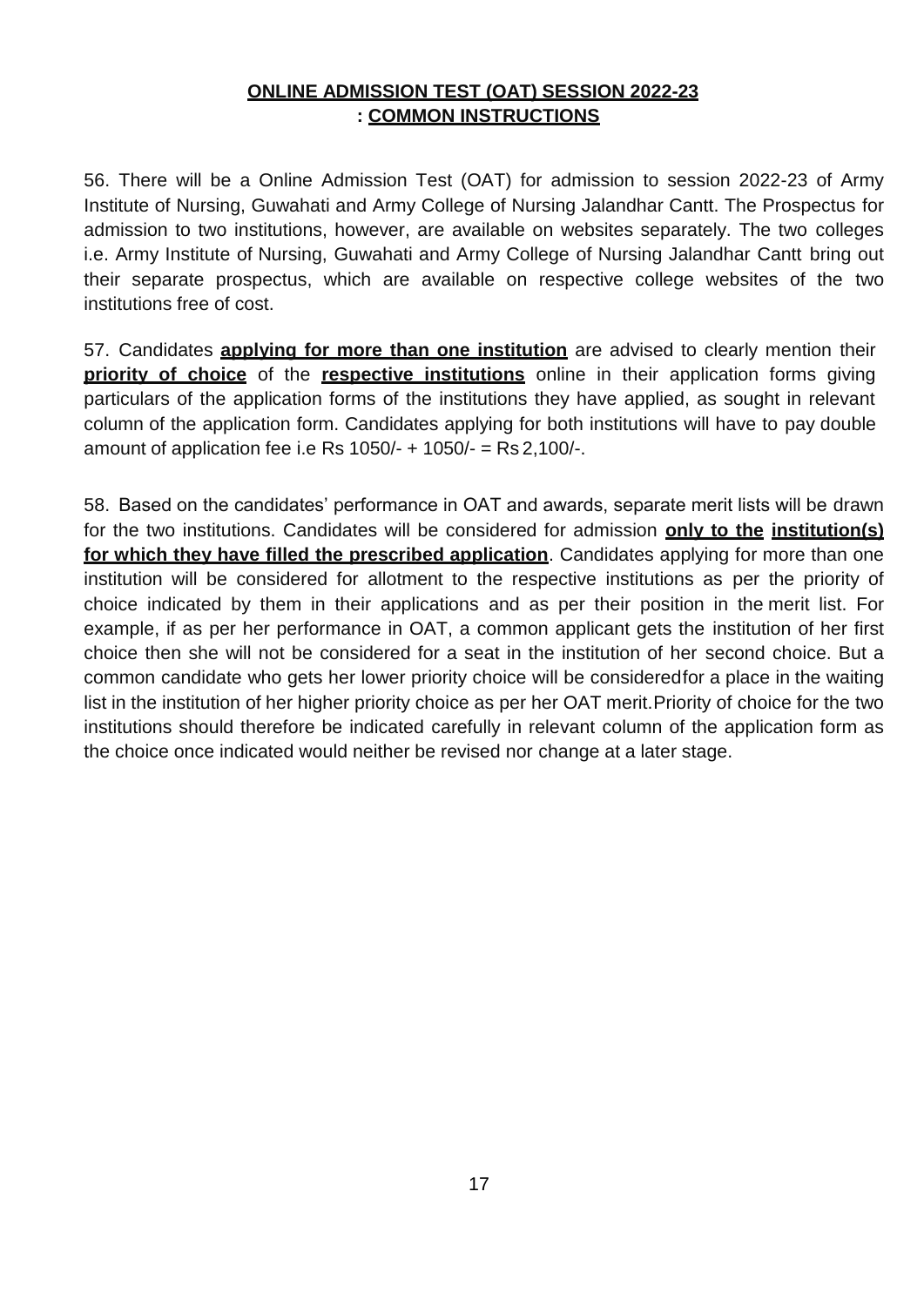## **ONLINE ADMISSION TEST (OAT) SESSION 2022-23 : COMMON INSTRUCTIONS**

56. There will be a Online Admission Test (OAT) for admission to session 2022-23 of Army Institute of Nursing, Guwahati and Army College of Nursing Jalandhar Cantt. The Prospectus for admission to two institutions, however, are available on websites separately. The two colleges i.e. Army Institute of Nursing, Guwahati and Army College of Nursing Jalandhar Cantt bring out their separate prospectus, which are available on respective college websites of the two institutions free of cost.

57. Candidates **applying for more than one institution** are advised to clearly mention their **priority of choice** of the **respective institutions** online in their application forms giving particulars of the application forms of the institutions they have applied, as sought in relevant column of the application form. Candidates applying for both institutions will have to pay double amount of application fee i.e Rs 1050/- + 1050/- = Rs 2,100/-.

58. Based on the candidates' performance in OAT and awards, separate merit lists will be drawn for the two institutions. Candidates will be considered for admission **only to the institution(s) for which they have filled the prescribed application**. Candidates applying for more than one institution will be considered for allotment to the respective institutions as per the priority of choice indicated by them in their applications and as per their position in the merit list. For example, if as per her performance in OAT, a common applicant gets the institution of her first choice then she will not be considered for a seat in the institution of her second choice. But a common candidate who gets her lower priority choice will be consideredfor a place in the waiting list in the institution of her higher priority choice as per her OAT merit.Priority of choice for the two institutions should therefore be indicated carefully in relevant column of the application form as the choice once indicated would neither be revised nor change at a later stage.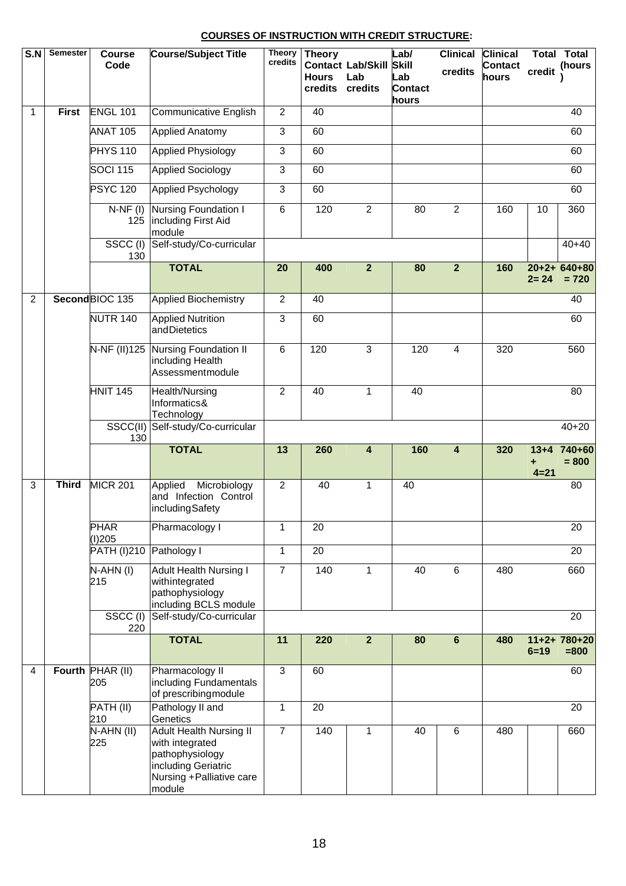**COURSES OF INSTRUCTION WITH CREDIT STRUCTURE:**

| S.N | Semester | Course Code | Course/Subject Title | Theory credits | Theory Contact Hours credits | Lab/Skill Lab credits | Lab/ Skill Lab Contact hours | Clinical credits | Clinical Contact hours | Total credit | Total (hours) |
|---|---|---|---|---|---|---|---|---|---|---|---|
| 1 | First | ENGL 101 | Communicative English | 2 | 40 | | | | | | 40 |
| | | ANAT 105 | Applied Anatomy | 3 | 60 | | | | | | 60 |
| | | PHYS 110 | Applied Physiology | 3 | 60 | | | | | | 60 |
| | | SOCI 115 | Applied Sociology | 3 | 60 | | | | | | 60 |
| | | PSYC 120 | Applied Psychology | 3 | 60 | | | | | | 60 |
| | | N-NF (I) 125 | Nursing Foundation I including First Aid module | 6 | 120 | 2 | 80 | 2 | 160 | 10 | 360 |
| | | SSCC (I) 130 | Self-study/Co-curricular | | | | | | | | 40+40 |
| | | | **TOTAL** | **20** | **400** | **2** | **80** | **2** | **160** | **20+2+2= 24** | **640+80 = 720** |
| 2 | Second | BIOC 135 | Applied Biochemistry | 2 | 40 | | | | | | 40 |
| | | NUTR 140 | Applied Nutrition andDietetics | 3 | 60 | | | | | | 60 |
| | | N-NF (II)125 | Nursing Foundation II including Health Assessmentmodule | 6 | 120 | 3 | 120 | 4 | 320 | | 560 |
| | | HNIT 145 | Health/Nursing Informatics& Technology | 2 | 40 | 1 | 40 | | | | 80 |
| | | SSCC(II) 130 | Self-study/Co-curricular | | | | | | | | 40+20 |
| | | | **TOTAL** | **13** | **260** | **4** | **160** | **4** | **320** | **13+4 + 4=21** | **740+60 = 800** |
| 3 | Third | MICR 201 | Applied Microbiology and Infection Control includingSafety | 2 | 40 | 1 | 40 | | | | 80 |
| | | PHAR (I)205 | Pharmacology I | 1 | 20 | | | | | | 20 |
| | | PATH (I)210 | Pathology I | 1 | 20 | | | | | | 20 |
| | | N-AHN (I) 215 | Adult Health Nursing I withintegrated pathophysiology including BCLS module | 7 | 140 | 1 | 40 | 6 | 480 | | 660 |
| | | SSCC (I) 220 | Self-study/Co-curricular | | | | | | | | 20 |
| | | | **TOTAL** | **11** | **220** | **2** | **80** | **6** | **480** | **11+2+6=19** | **780+20 =800** |
| 4 | Fourth | PHAR (II) 205 | Pharmacology II including Fundamentals of prescribingmodule | 3 | 60 | | | | | | 60 |
| | | PATH (II) 210 | Pathology II and Genetics | 1 | 20 | | | | | | 20 |
| | | N-AHN (II) 225 | Adult Health Nursing II with integrated pathophysiology including Geriatric Nursing +Palliative care module | 7 | 140 | 1 | 40 | 6 | 480 | | 660 |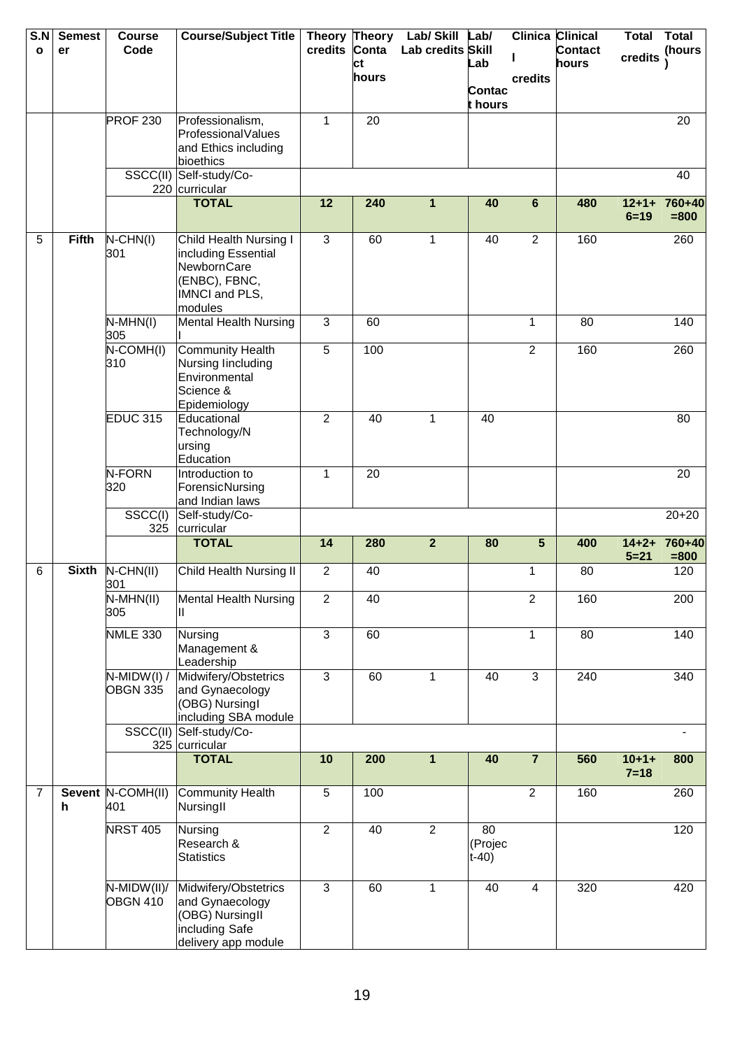| S.No | Semester | Course Code | Course/Subject Title | Theory credits | Theory Contact hours | Lab/ Skill Lab credits | Lab/ Skill Lab Contact hours | Clinical credits | Clinical Contact hours | Total credits | Total (hours) |
|---|---|---|---|---|---|---|---|---|---|---|---|
| | | PROF 230 | Professionalism, ProfessionalValues and Ethics including bioethics | 1 | 20 | | | | | | 20 |
| | | SSCC(II) 220 | Self-study/Co-curricular | | | | | | | | 40 |
| | | | **TOTAL** | **12** | **240** | **1** | **40** | **6** | **480** | **12+1+6=19** | **760+40 =800** |
| 5 | **Fifth** | N-CHN(I) 301 | Child Health Nursing I including Essential NewbornCare (ENBC), FBNC, IMNCI and PLS, modules | 3 | 60 | 1 | 40 | 2 | 160 | | 260 |
| | | N-MHN(I) 305 | Mental Health Nursing I | 3 | 60 | | | 1 | 80 | | 140 |
| | | N-COMH(I) 310 | Community Health Nursing Iincluding Environmental Science & Epidemiology | 5 | 100 | | | 2 | 160 | | 260 |
| | | EDUC 315 | Educational Technology/Nursing Education | 2 | 40 | 1 | 40 | | | | 80 |
| | | N-FORN 320 | Introduction to ForensicNursing and Indian laws | 1 | 20 | | | | | | 20 |
| | | SSCC(I) 325 | Self-study/Co-curricular | | | | | | | | 20+20 |
| | | | **TOTAL** | **14** | **280** | **2** | **80** | **5** | **400** | **14+2+5=21** | **760+40 =800** |
| 6 | **Sixth** | N-CHN(II) 301 | Child Health Nursing II | 2 | 40 | | | 1 | 80 | | 120 |
| | | N-MHN(II) 305 | Mental Health Nursing II | 2 | 40 | | | 2 | 160 | | 200 |
| | | NMLE 330 | Nursing Management & Leadership | 3 | 60 | | | 1 | 80 | | 140 |
| | | N-MIDW(I) / OBGN 335 | Midwifery/Obstetrics and Gynaecology (OBG) NursingI including SBA module | 3 | 60 | 1 | 40 | 3 | 240 | | 340 |
| | | SSCC(II) 325 | Self-study/Co-curricular | | | | | | | | - |
| | | | **TOTAL** | **10** | **200** | **1** | **40** | **7** | **560** | **10+1+7=18** | **800** |
| 7 | **Seventh** | N-COMH(II) 401 | Community Health NursingII | 5 | 100 | | | 2 | 160 | | 260 |
| | | NRST 405 | Nursing Research & Statistics | 2 | 40 | 2 | 80 (Project-40) | | | | 120 |
| | | N-MIDW(II)/ OBGN 410 | Midwifery/Obstetrics and Gynaecology (OBG) NursingII including Safe delivery app module | 3 | 60 | 1 | 40 | 4 | 320 | | 420 |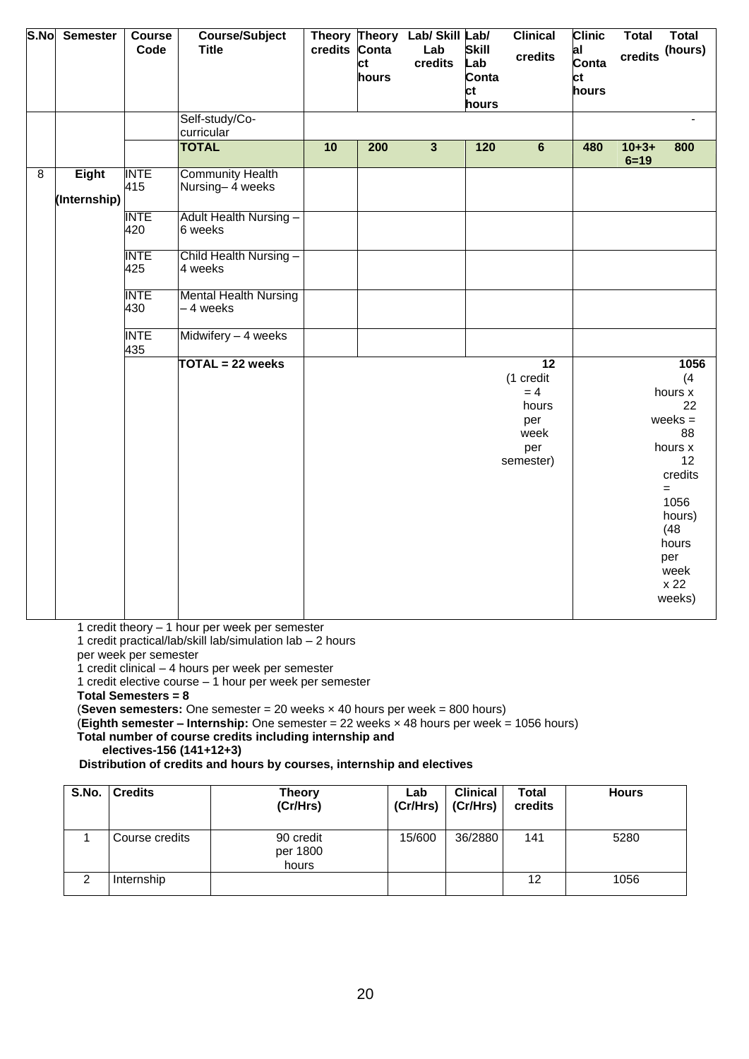| S.No | Semester | Course Code | Course/Subject Title | Theory credits | Theory Contact hours | Lab/ Skill Lab credits | Lab/ Skill Lab Contact hours | Clinical credits | Clinical Contact hours | Total credits | Total (hours) |
|---|---|---|---|---|---|---|---|---|---|---|---|
| | | | Self-study/Co-curricular | | | | | | | | - |
| | | | **TOTAL** | **10** | **200** | **3** | **120** | **6** | **480** | **10+3+6=19** | **800** |
| 8 | **Eight (Internship)** | INTE 415 | Community Health Nursing– 4 weeks | | | | | | | | |
| | | INTE 420 | Adult Health Nursing – 6 weeks | | | | | | | | |
| | | INTE 425 | Child Health Nursing – 4 weeks | | | | | | | | |
| | | INTE 430 | Mental Health Nursing – 4 weeks | | | | | | | | |
| | | INTE 435 | Midwifery – 4 weeks | | | | | | | | |
| | | | **TOTAL = 22 weeks** | | | | | **12** (1 credit = 4 hours per week per semester) | | | **1056** (4 hours x 22 weeks = 88 hours x 12 credits = 1056 hours) (48 hours per week x 22 weeks) |

1 credit theory – 1 hour per week per semester

1 credit practical/lab/skill lab/simulation lab – 2 hours per week per semester

1 credit clinical – 4 hours per week per semester

1 credit elective course – 1 hour per week per semester

**Total Semesters = 8**

(**Seven semesters:** One semester = 20 weeks × 40 hours per week = 800 hours)

(**Eighth semester – Internship:** One semester = 22 weeks × 48 hours per week = 1056 hours)

**Total number of course credits including internship and electives-156 (141+12+3)**

**Distribution of credits and hours by courses, internship and electives**

| S.No. | Credits | Theory (Cr/Hrs) | Lab (Cr/Hrs) | Clinical (Cr/Hrs) | Total credits | Hours |
|---|---|---|---|---|---|---|
| 1 | Course credits | 90 credit per 1800 hours | 15/600 | 36/2880 | 141 | 5280 |
| 2 | Internship | | | | 12 | 1056 |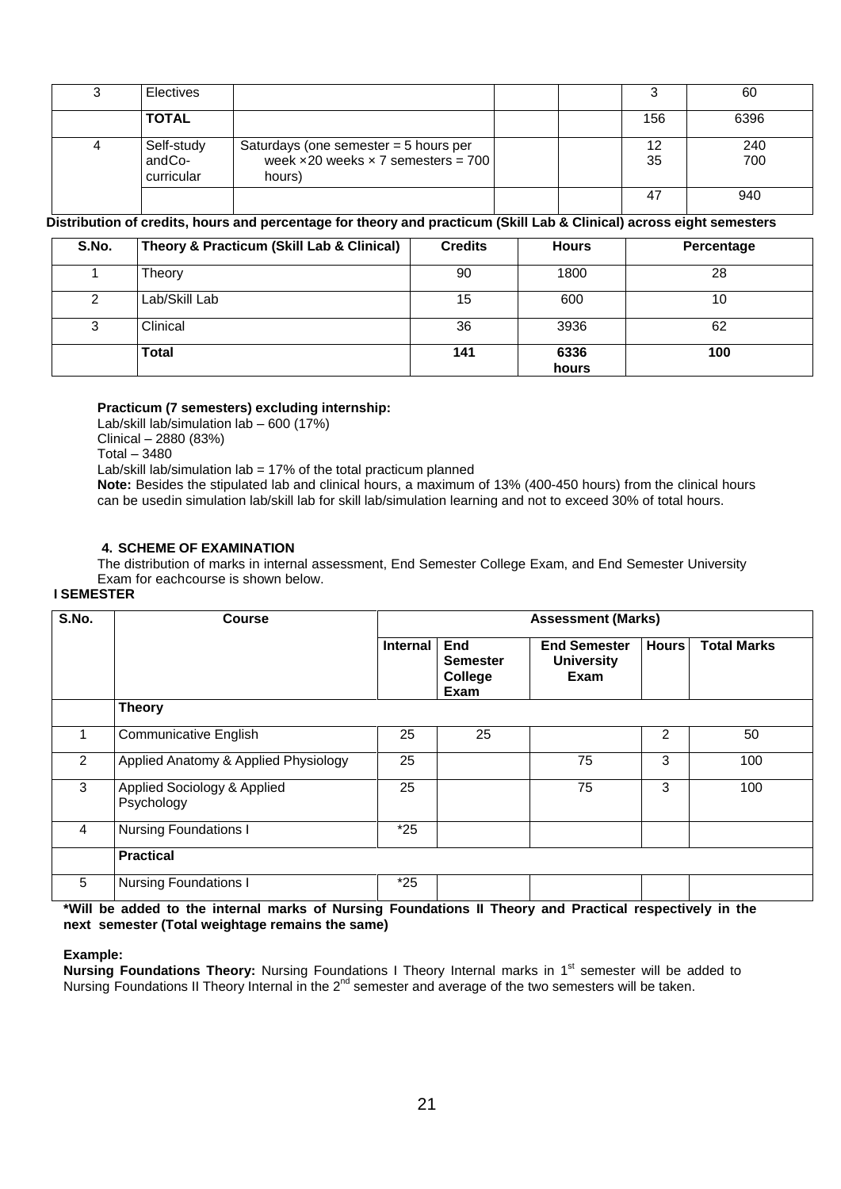| 3 | Electives | | | | 3 | 60 |
|---|---|---|---|---|---|---|
| | **TOTAL** | | | | 156 | 6396 |
| 4 | Self-study andCo-curricular | Saturdays (one semester = 5 hours per week ×20 weeks × 7 semesters = 700 hours) | | | 12<br>35 | 240<br>700 |
| | | | | | 47 | 940 |

**Distribution of credits, hours and percentage for theory and practicum (Skill Lab & Clinical) across eight semesters**

| S.No. | Theory & Practicum (Skill Lab & Clinical) | Credits | Hours | Percentage |
|---|---|---|---|---|
| 1 | Theory | 90 | 1800 | 28 |
| 2 | Lab/Skill Lab | 15 | 600 | 10 |
| 3 | Clinical | 36 | 3936 | 62 |
| | **Total** | **141** | **6336 hours** | **100** |

**Practicum (7 semesters) excluding internship:**

Lab/skill lab/simulation lab – 600 (17%)
Clinical – 2880 (83%)
Total – 3480
Lab/skill lab/simulation lab = 17% of the total practicum planned

**Note:** Besides the stipulated lab and clinical hours, a maximum of 13% (400-450 hours) from the clinical hours can be usedin simulation lab/skill lab for skill lab/simulation learning and not to exceed 30% of total hours.

## 4. SCHEME OF EXAMINATION

The distribution of marks in internal assessment, End Semester College Exam, and End Semester University Exam for eachcourse is shown below.

**I SEMESTER**

| S.No. | Course | Assessment (Marks) | | | | |
|---|---|---|---|---|---|---|
| | | Internal | End Semester College Exam | End Semester University Exam | Hours | Total Marks |
| | **Theory** | | | | | |
| 1 | Communicative English | 25 | 25 | | 2 | 50 |
| 2 | Applied Anatomy & Applied Physiology | 25 | | 75 | 3 | 100 |
| 3 | Applied Sociology & Applied Psychology | 25 | | 75 | 3 | 100 |
| 4 | Nursing Foundations I | *25 | | | | |
| | **Practical** | | | | | |
| 5 | Nursing Foundations I | *25 | | | | |

**\*Will be added to the internal marks of Nursing Foundations II Theory and Practical respectively in the next semester (Total weightage remains the same)**

**Example:**

**Nursing Foundations Theory:** Nursing Foundations I Theory Internal marks in 1st semester will be added to Nursing Foundations II Theory Internal in the 2nd semester and average of the two semesters will be taken.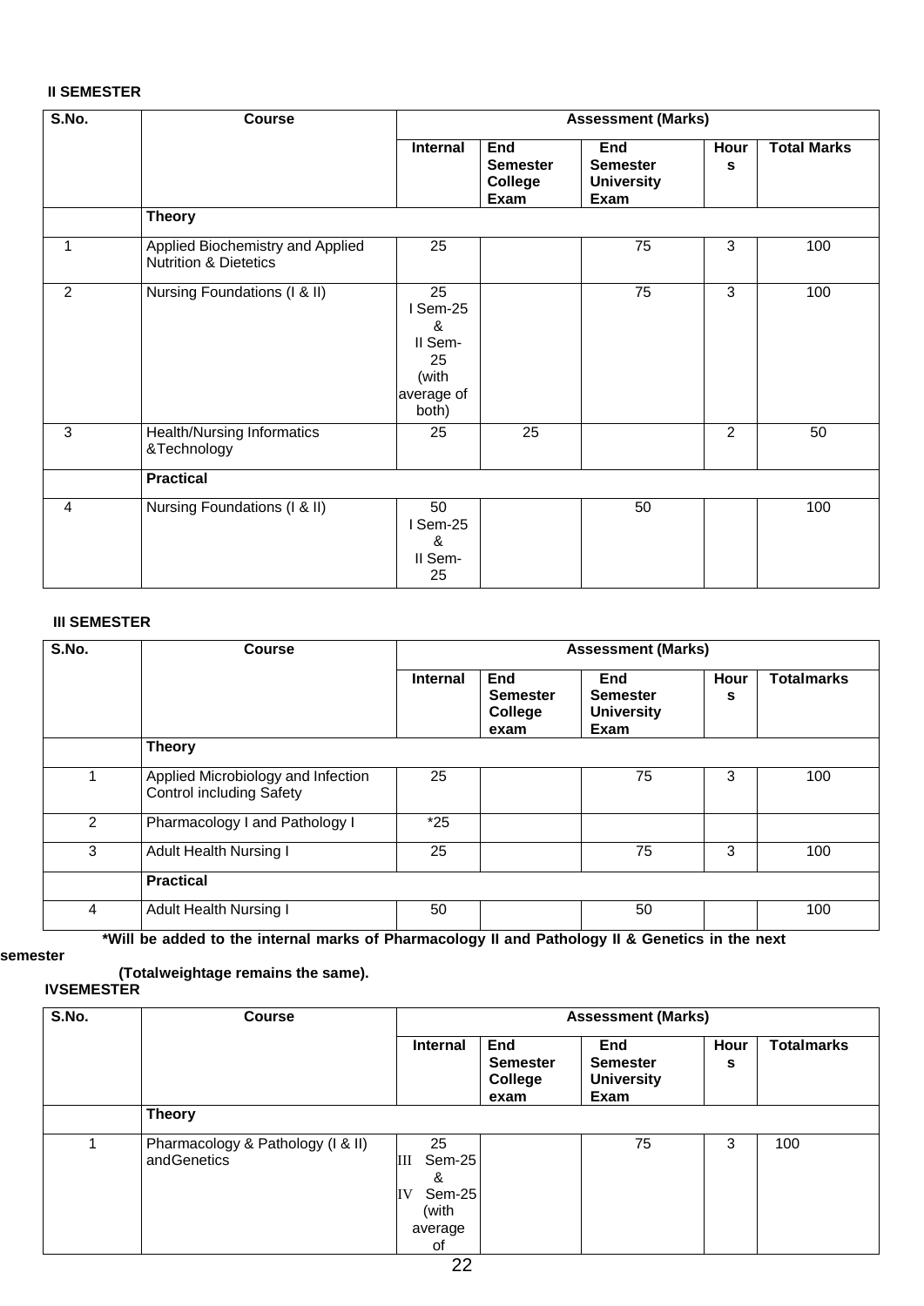**II SEMESTER**

| S.No. | Course | Assessment (Marks) | | | | |
|---|---|---|---|---|---|---|
| | | Internal | End Semester College Exam | End Semester University Exam | Hours | Total Marks |
| | **Theory** | | | | | |
| 1 | Applied Biochemistry and Applied Nutrition & Dietetics | 25 | | 75 | 3 | 100 |
| 2 | Nursing Foundations (I & II) | 25 I Sem-25 & II Sem-25 (with average of both) | | 75 | 3 | 100 |
| 3 | Health/Nursing Informatics &Technology | 25 | 25 | | 2 | 50 |
| | **Practical** | | | | | |
| 4 | Nursing Foundations (I & II) | 50 I Sem-25 & II Sem-25 | | 50 | | 100 |

**III SEMESTER**

| S.No. | Course | Assessment (Marks) | | | | |
|---|---|---|---|---|---|---|
| | | Internal | End Semester College exam | End Semester University Exam | Hours | Totalmarks |
| | **Theory** | | | | | |
| 1 | Applied Microbiology and Infection Control including Safety | 25 | | 75 | 3 | 100 |
| 2 | Pharmacology I and Pathology I | *25 | | | | |
| 3 | Adult Health Nursing I | 25 | | 75 | 3 | 100 |
| | **Practical** | | | | | |
| 4 | Adult Health Nursing I | 50 | | 50 | | 100 |

**\*Will be added to the internal marks of Pharmacology II and Pathology II & Genetics in the next semester (Totalweightage remains the same).**

**IVSEMESTER**

| S.No. | Course | Assessment (Marks) | | | | |
|---|---|---|---|---|---|---|
| | | Internal | End Semester College exam | End Semester University Exam | Hours | Totalmarks |
| | **Theory** | | | | | |
| 1 | Pharmacology & Pathology (I & II) andGenetics | 25 III Sem-25 & IV Sem-25 (with average of | | 75 | 3 | 100 |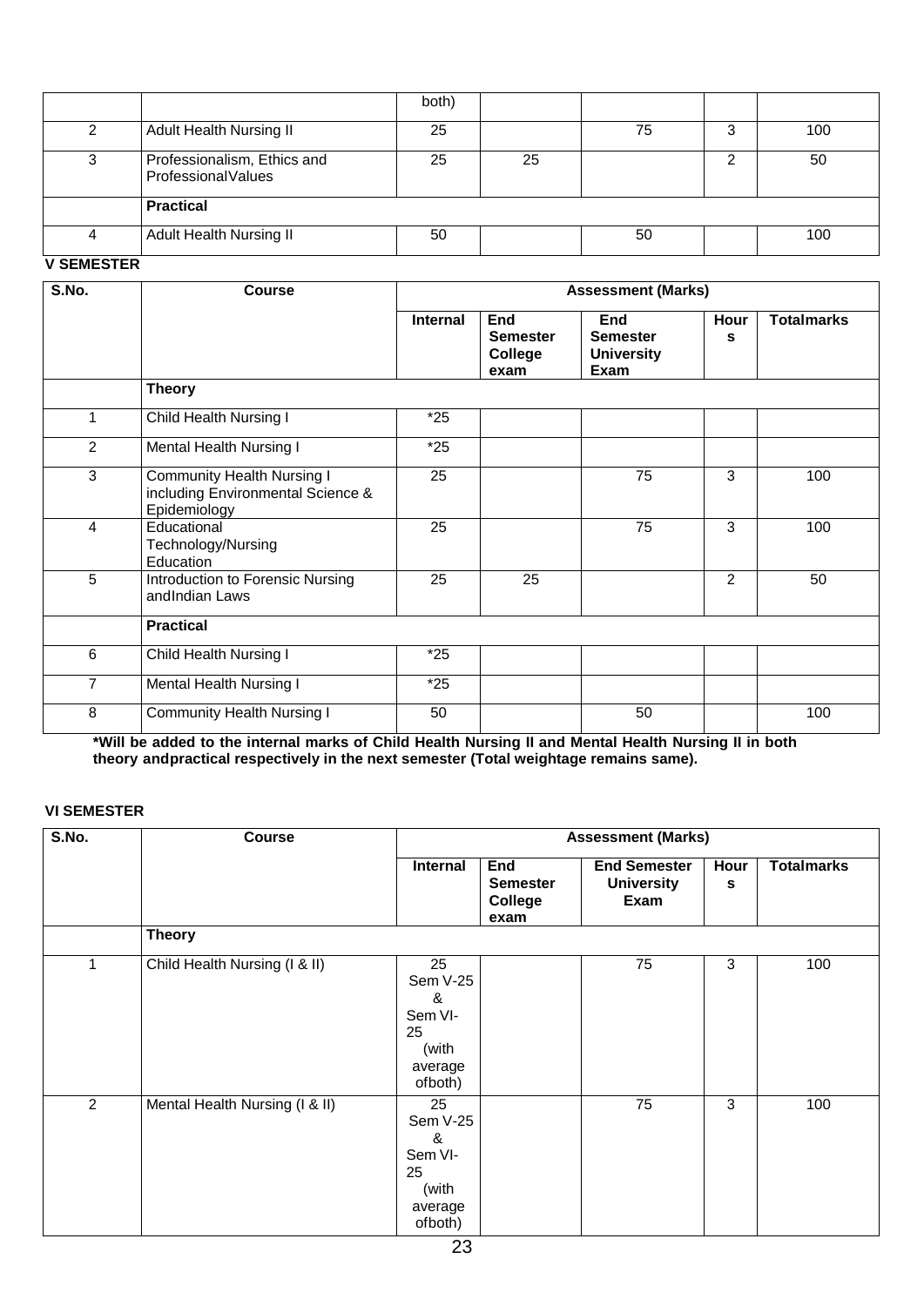| | | both) | | | | |
|---|---|---|---|---|---|---|
| 2 | Adult Health Nursing II | 25 | | 75 | 3 | 100 |
| 3 | Professionalism, Ethics and ProfessionalValues | 25 | 25 | | 2 | 50 |
| | **Practical** | | | | | |
| 4 | Adult Health Nursing II | 50 | | 50 | | 100 |

**V SEMESTER**

| S.No. | Course | Assessment (Marks) | | | | |
|---|---|---|---|---|---|---|
| | | **Internal** | **End Semester College exam** | **End Semester University Exam** | **Hours** | **Totalmarks** |
| | **Theory** | | | | | |
| 1 | Child Health Nursing I | *25 | | | | |
| 2 | Mental Health Nursing I | *25 | | | | |
| 3 | Community Health Nursing I including Environmental Science & Epidemiology | 25 | | 75 | 3 | 100 |
| 4 | Educational Technology/Nursing Education | 25 | | 75 | 3 | 100 |
| 5 | Introduction to Forensic Nursing andIndian Laws | 25 | 25 | | 2 | 50 |
| | **Practical** | | | | | |
| 6 | Child Health Nursing I | *25 | | | | |
| 7 | Mental Health Nursing I | *25 | | | | |
| 8 | Community Health Nursing I | 50 | | 50 | | 100 |

**\*Will be added to the internal marks of Child Health Nursing II and Mental Health Nursing II in both theory andpractical respectively in the next semester (Total weightage remains same).**

**VI SEMESTER**

| S.No. | Course | Assessment (Marks) | | | | |
|---|---|---|---|---|---|---|
| | | **Internal** | **End Semester College exam** | **End Semester University Exam** | **Hours** | **Totalmarks** |
| | **Theory** | | | | | |
| 1 | Child Health Nursing (I & II) | 25 Sem V-25 & Sem VI-25 (with average ofboth) | | 75 | 3 | 100 |
| 2 | Mental Health Nursing (I & II) | 25 Sem V-25 & Sem VI-25 (with average ofboth) | | 75 | 3 | 100 |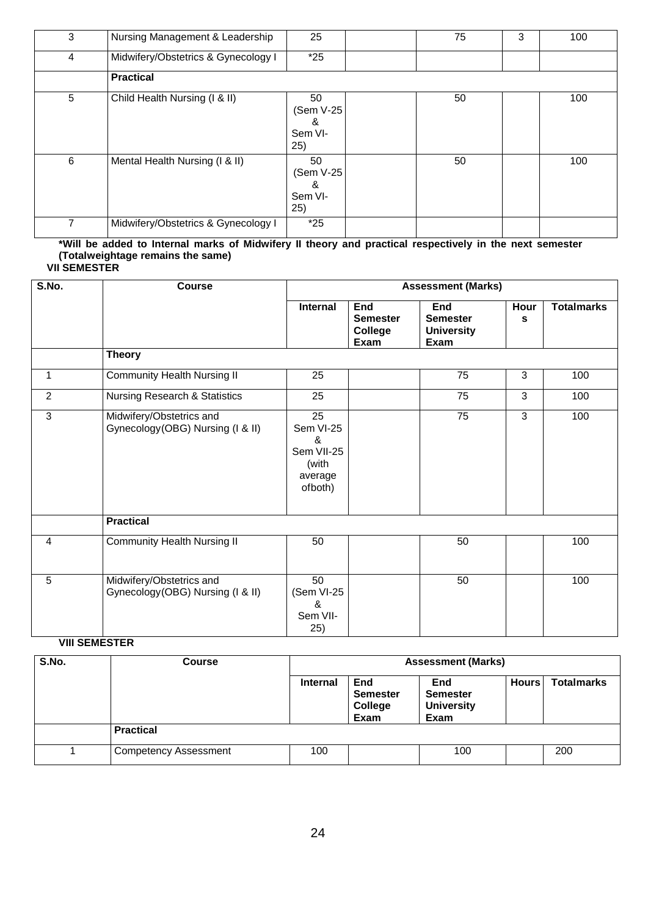| | | | | | | |
|---|---|---|---|---|---|---|
| 3 | Nursing Management & Leadership | 25 | | 75 | 3 | 100 |
| 4 | Midwifery/Obstetrics & Gynecology I | *25 | | | | |
| | **Practical** | | | | | |
| 5 | Child Health Nursing (I & II) | 50 (Sem V-25 & Sem VI-25) | | 50 | | 100 |
| 6 | Mental Health Nursing (I & II) | 50 (Sem V-25 & Sem VI-25) | | 50 | | 100 |
| 7 | Midwifery/Obstetrics & Gynecology I | *25 | | | | |

**\*Will be added to Internal marks of Midwifery II theory and practical respectively in the next semester (Totalweightage remains the same)**

**VII SEMESTER**

| S.No. | Course | Assessment (Marks) | | | | |
|---|---|---|---|---|---|---|
| | | **Internal** | **End Semester College Exam** | **End Semester University Exam** | **Hours** | **Totalmarks** |
| | **Theory** | | | | | |
| 1 | Community Health Nursing II | 25 | | 75 | 3 | 100 |
| 2 | Nursing Research & Statistics | 25 | | 75 | 3 | 100 |
| 3 | Midwifery/Obstetrics and Gynecology(OBG) Nursing (I & II) | 25 Sem VI-25 & Sem VII-25 (with average ofboth) | | 75 | 3 | 100 |
| | **Practical** | | | | | |
| 4 | Community Health Nursing II | 50 | | 50 | | 100 |
| 5 | Midwifery/Obstetrics and Gynecology(OBG) Nursing (I & II) | 50 (Sem VI-25 & Sem VII-25) | | 50 | | 100 |

**VIII SEMESTER**

| S.No. | Course | Assessment (Marks) | | | | |
|---|---|---|---|---|---|---|
| | | **Internal** | **End Semester College Exam** | **End Semester University Exam** | **Hours** | **Totalmarks** |
| | **Practical** | | | | | |
| 1 | Competency Assessment | 100 | | 100 | | 200 |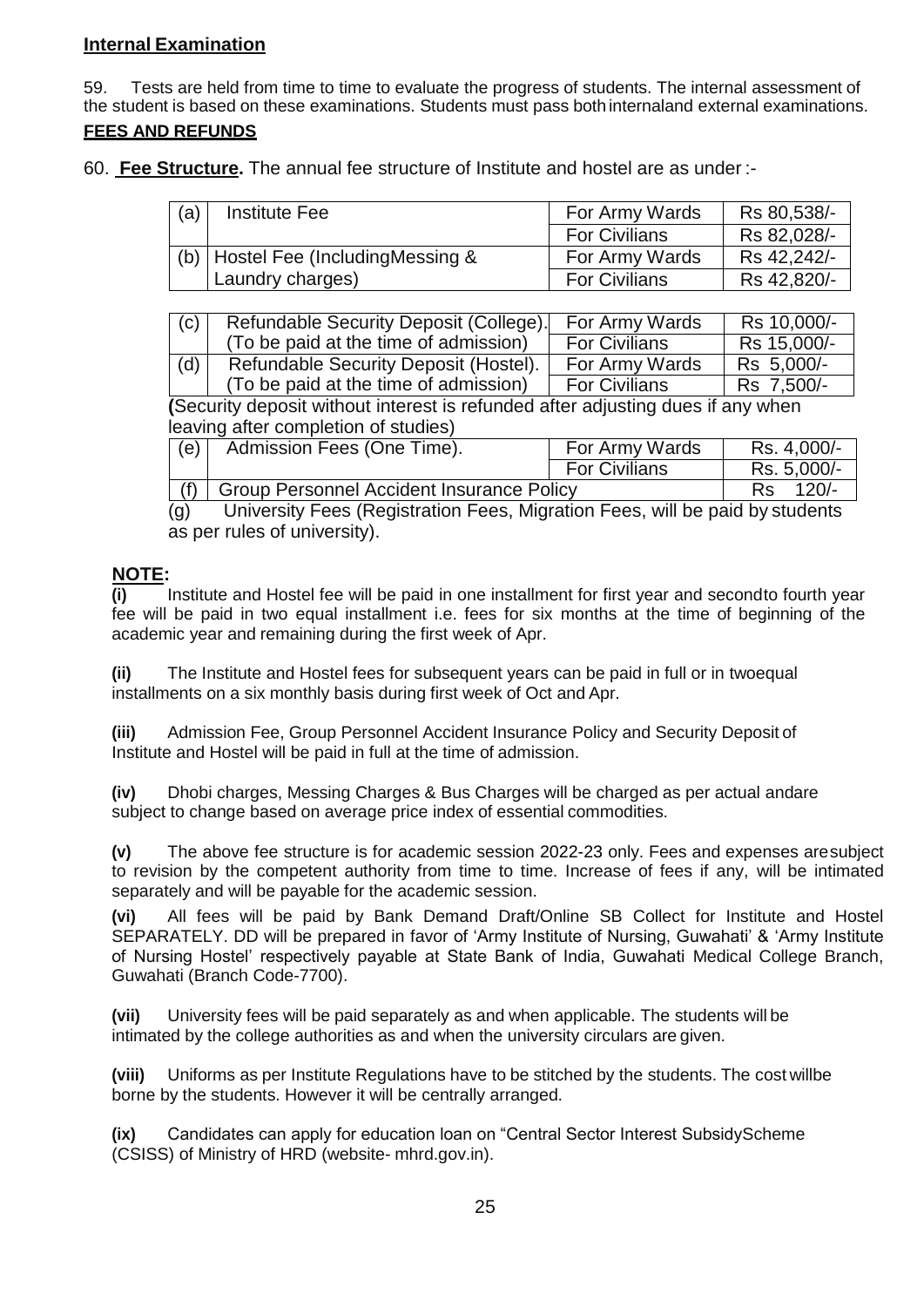## Internal Examination

59. Tests are held from time to time to evaluate the progress of students. The internal assessment of the student is based on these examinations. Students must pass both internaland external examinations.

## FEES AND REFUNDS

60. **Fee Structure.** The annual fee structure of Institute and hostel are as under :-

| | | | |
|---|---|---|---|
| (a) | Institute Fee | For Army Wards | Rs 80,538/- |
| | | For Civilians | Rs 82,028/- |
| (b) | Hostel Fee (IncludingMessing & Laundry charges) | For Army Wards | Rs 42,242/- |
| | | For Civilians | Rs 42,820/- |

| | | | |
|---|---|---|---|
| (c) | Refundable Security Deposit (College). (To be paid at the time of admission) | For Army Wards | Rs 10,000/- |
| | | For Civilians | Rs 15,000/- |
| (d) | Refundable Security Deposit (Hostel). (To be paid at the time of admission) | For Army Wards | Rs 5,000/- |
| | | For Civilians | Rs 7,500/- |

**(**Security deposit without interest is refunded after adjusting dues if any when leaving after completion of studies)

| | | | |
|---|---|---|---|
| (e) | Admission Fees (One Time). | For Army Wards | Rs. 4,000/- |
| | | For Civilians | Rs. 5,000/- |
| (f) | Group Personnel Accident Insurance Policy | | Rs 120/- |

(g) University Fees (Registration Fees, Migration Fees, will be paid by students as per rules of university).

**NOTE:**

**(i)** Institute and Hostel fee will be paid in one installment for first year and secondto fourth year fee will be paid in two equal installment i.e. fees for six months at the time of beginning of the academic year and remaining during the first week of Apr.

**(ii)** The Institute and Hostel fees for subsequent years can be paid in full or in twoequal installments on a six monthly basis during first week of Oct and Apr.

**(iii)** Admission Fee, Group Personnel Accident Insurance Policy and Security Deposit of Institute and Hostel will be paid in full at the time of admission.

**(iv)** Dhobi charges, Messing Charges & Bus Charges will be charged as per actual andare subject to change based on average price index of essential commodities.

**(v)** The above fee structure is for academic session 2022-23 only. Fees and expenses aresubject to revision by the competent authority from time to time. Increase of fees if any, will be intimated separately and will be payable for the academic session.

**(vi)** All fees will be paid by Bank Demand Draft/Online SB Collect for Institute and Hostel SEPARATELY. DD will be prepared in favor of 'Army Institute of Nursing, Guwahati' & 'Army Institute of Nursing Hostel' respectively payable at State Bank of India, Guwahati Medical College Branch, Guwahati (Branch Code-7700).

**(vii)** University fees will be paid separately as and when applicable. The students will be intimated by the college authorities as and when the university circulars are given.

**(viii)** Uniforms as per Institute Regulations have to be stitched by the students. The cost willbe borne by the students. However it will be centrally arranged.

**(ix)** Candidates can apply for education loan on "Central Sector Interest SubsidyScheme (CSISS) of Ministry of HRD (website- mhrd.gov.in).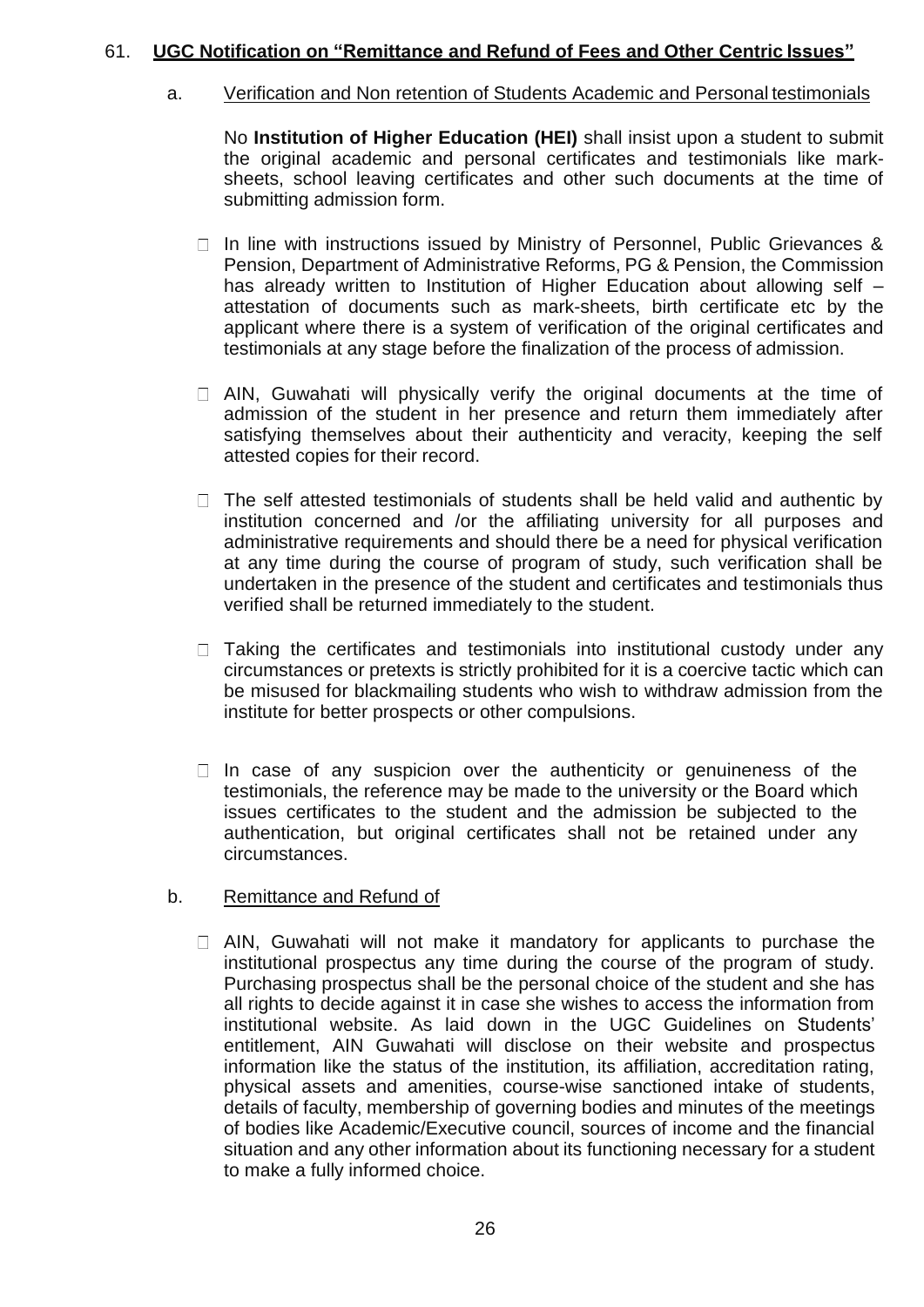61. **UGC Notification on "Remittance and Refund of Fees and Other Centric Issues"**

a. Verification and Non retention of Students Academic and Personal testimonials

No **Institution of Higher Education (HEI)** shall insist upon a student to submit the original academic and personal certificates and testimonials like mark-sheets, school leaving certificates and other such documents at the time of submitting admission form.

- In line with instructions issued by Ministry of Personnel, Public Grievances & Pension, Department of Administrative Reforms, PG & Pension, the Commission has already written to Institution of Higher Education about allowing self – attestation of documents such as mark-sheets, birth certificate etc by the applicant where there is a system of verification of the original certificates and testimonials at any stage before the finalization of the process of admission.
- AIN, Guwahati will physically verify the original documents at the time of admission of the student in her presence and return them immediately after satisfying themselves about their authenticity and veracity, keeping the self attested copies for their record.
- The self attested testimonials of students shall be held valid and authentic by institution concerned and /or the affiliating university for all purposes and administrative requirements and should there be a need for physical verification at any time during the course of program of study, such verification shall be undertaken in the presence of the student and certificates and testimonials thus verified shall be returned immediately to the student.
- Taking the certificates and testimonials into institutional custody under any circumstances or pretexts is strictly prohibited for it is a coercive tactic which can be misused for blackmailing students who wish to withdraw admission from the institute for better prospects or other compulsions.
- In case of any suspicion over the authenticity or genuineness of the testimonials, the reference may be made to the university or the Board which issues certificates to the student and the admission be subjected to the authentication, but original certificates shall not be retained under any circumstances.

b. Remittance and Refund of

- AIN, Guwahati will not make it mandatory for applicants to purchase the institutional prospectus any time during the course of the program of study. Purchasing prospectus shall be the personal choice of the student and she has all rights to decide against it in case she wishes to access the information from institutional website. As laid down in the UGC Guidelines on Students' entitlement, AIN Guwahati will disclose on their website and prospectus information like the status of the institution, its affiliation, accreditation rating, physical assets and amenities, course-wise sanctioned intake of students, details of faculty, membership of governing bodies and minutes of the meetings of bodies like Academic/Executive council, sources of income and the financial situation and any other information about its functioning necessary for a student to make a fully informed choice.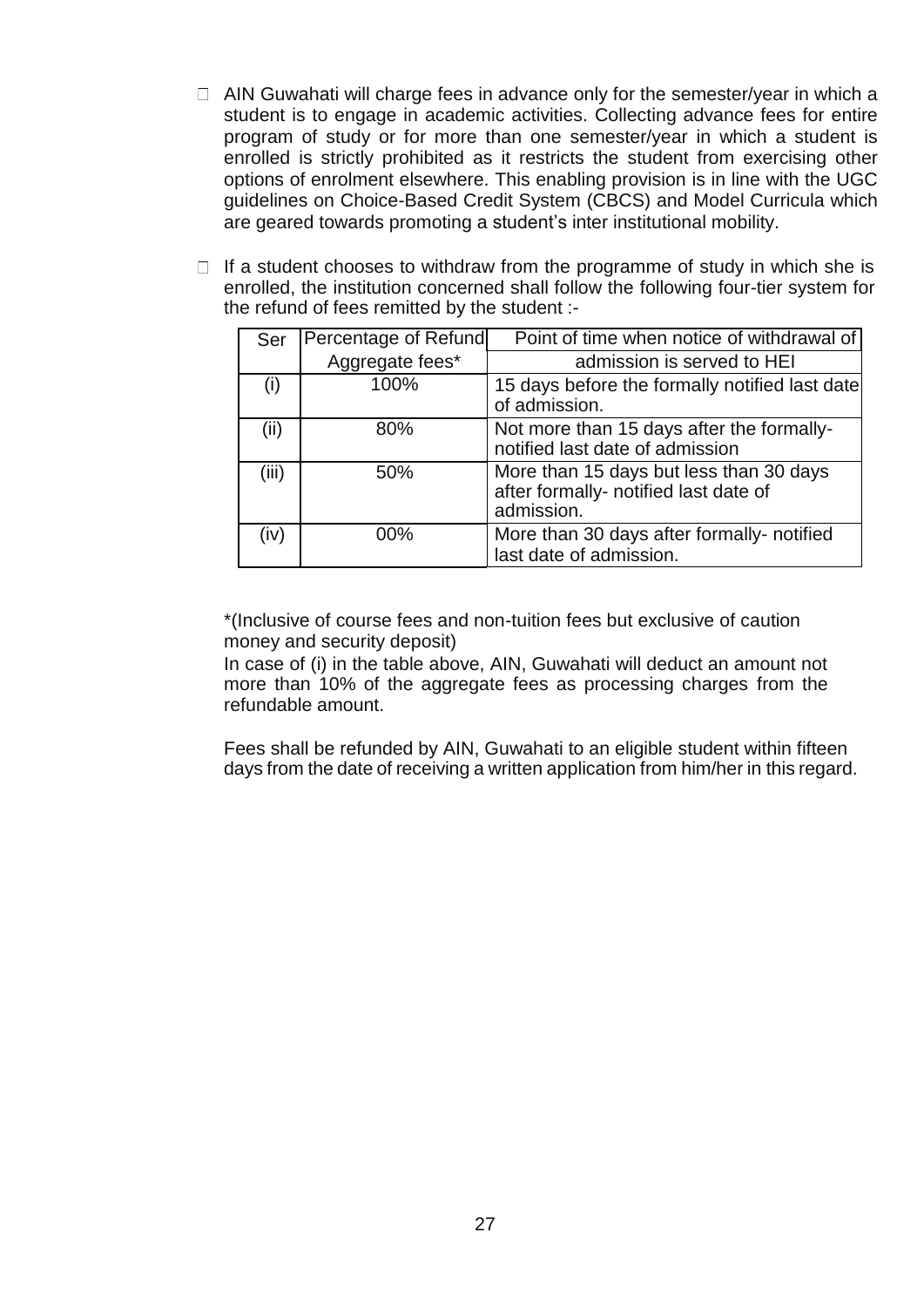- AIN Guwahati will charge fees in advance only for the semester/year in which a student is to engage in academic activities. Collecting advance fees for entire program of study or for more than one semester/year in which a student is enrolled is strictly prohibited as it restricts the student from exercising other options of enrolment elsewhere. This enabling provision is in line with the UGC guidelines on Choice-Based Credit System (CBCS) and Model Curricula which are geared towards promoting a student's inter institutional mobility.

- If a student chooses to withdraw from the programme of study in which she is enrolled, the institution concerned shall follow the following four-tier system for the refund of fees remitted by the student :-

| Ser | Percentage of Refund Aggregate fees* | Point of time when notice of withdrawal of admission is served to HEI |
|---|---|---|
| (i) | 100% | 15 days before the formally notified last date of admission. |
| (ii) | 80% | Not more than 15 days after the formally-notified last date of admission |
| (iii) | 50% | More than 15 days but less than 30 days after formally- notified last date of admission. |
| (iv) | 00% | More than 30 days after formally- notified last date of admission. |

*(Inclusive of course fees and non-tuition fees but exclusive of caution money and security deposit)

In case of (i) in the table above, AIN, Guwahati will deduct an amount not more than 10% of the aggregate fees as processing charges from the refundable amount.

Fees shall be refunded by AIN, Guwahati to an eligible student within fifteen days from the date of receiving a written application from him/her in this regard.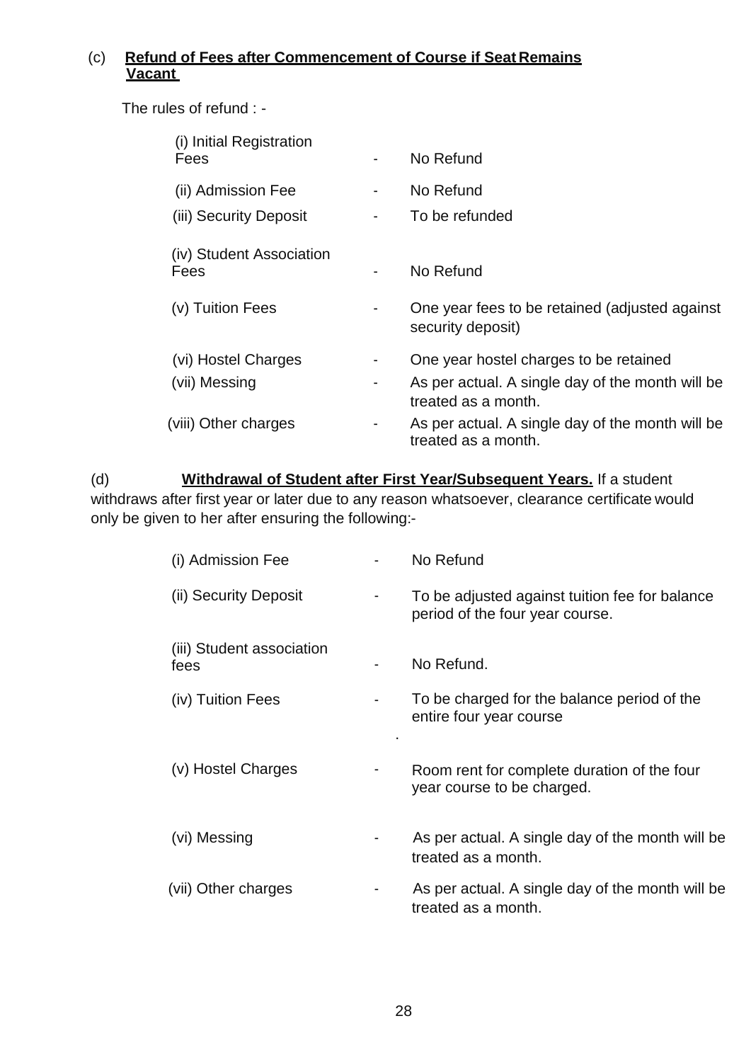(c) **Refund of Fees after Commencement of Course if Seat Remains Vacant**

The rules of refund : -

| | | |
|---|---|---|
| (i) Initial Registration Fees | - | No Refund |
| (ii) Admission Fee | - | No Refund |
| (iii) Security Deposit | - | To be refunded |
| (iv) Student Association Fees | - | No Refund |
| (v) Tuition Fees | - | One year fees to be retained (adjusted against security deposit) |
| (vi) Hostel Charges | - | One year hostel charges to be retained |
| (vii) Messing | - | As per actual. A single day of the month will be treated as a month. |
| (viii) Other charges | - | As per actual. A single day of the month will be treated as a month. |

(d) **Withdrawal of Student after First Year/Subsequent Years.** If a student withdraws after first year or later due to any reason whatsoever, clearance certificate would only be given to her after ensuring the following:-

| | | |
|---|---|---|
| (i) Admission Fee | - | No Refund |
| (ii) Security Deposit | - | To be adjusted against tuition fee for balance period of the four year course. |
| (iii) Student association fees | - | No Refund. |
| (iv) Tuition Fees | - | To be charged for the balance period of the entire four year course |
| (v) Hostel Charges | - | Room rent for complete duration of the four year course to be charged. |
| (vi) Messing | - | As per actual. A single day of the month will be treated as a month. |
| (vii) Other charges | - | As per actual. A single day of the month will be treated as a month. |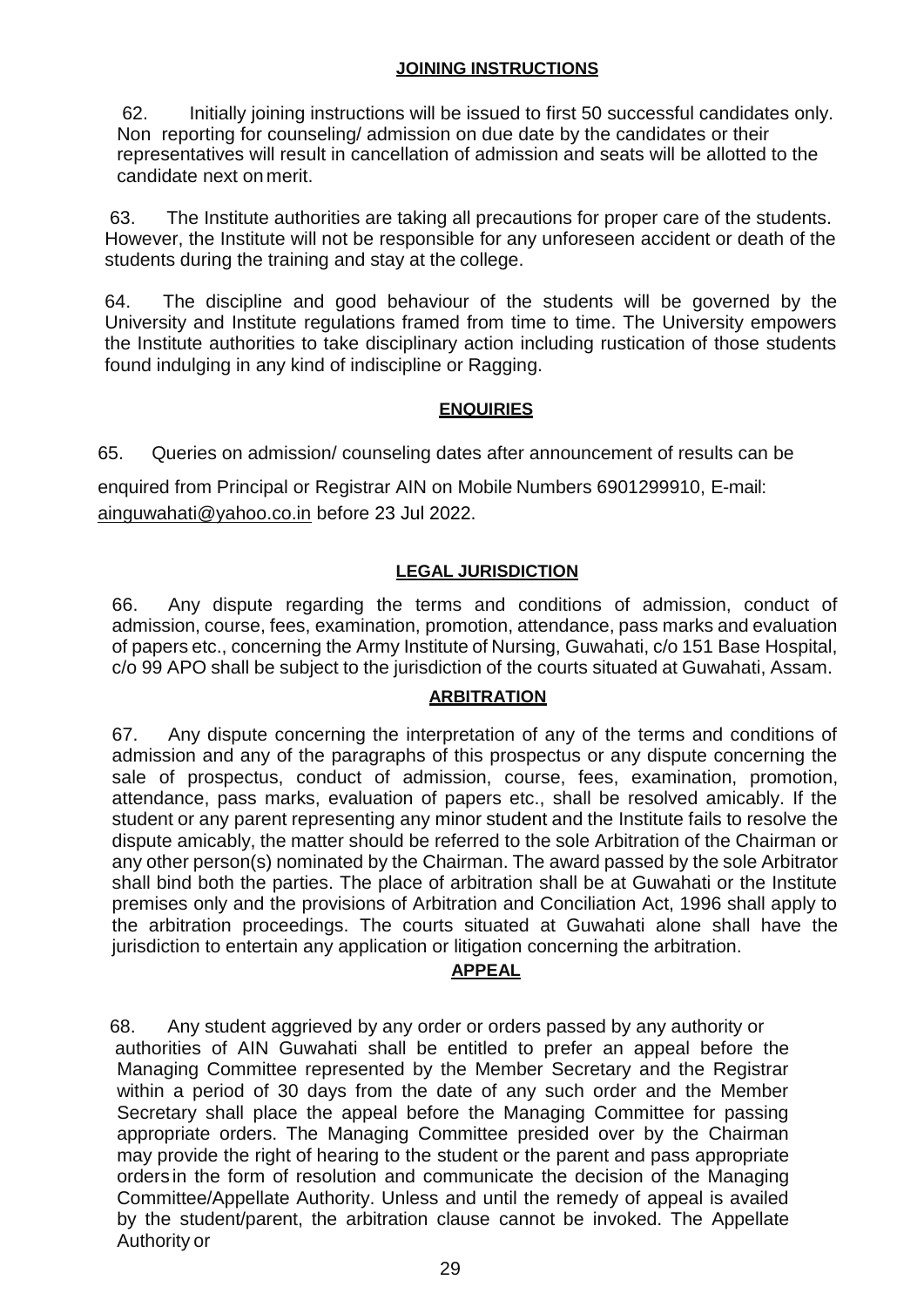## JOINING INSTRUCTIONS

62. Initially joining instructions will be issued to first 50 successful candidates only. Non reporting for counseling/ admission on due date by the candidates or their representatives will result in cancellation of admission and seats will be allotted to the candidate next on merit.

63. The Institute authorities are taking all precautions for proper care of the students. However, the Institute will not be responsible for any unforeseen accident or death of the students during the training and stay at the college.

64. The discipline and good behaviour of the students will be governed by the University and Institute regulations framed from time to time. The University empowers the Institute authorities to take disciplinary action including rustication of those students found indulging in any kind of indiscipline or Ragging.

## ENQUIRIES

65. Queries on admission/ counseling dates after announcement of results can be enquired from Principal or Registrar AIN on Mobile Numbers 6901299910, E-mail: ainguwahati@yahoo.co.in before 23 Jul 2022.

## LEGAL JURISDICTION

66. Any dispute regarding the terms and conditions of admission, conduct of admission, course, fees, examination, promotion, attendance, pass marks and evaluation of papers etc., concerning the Army Institute of Nursing, Guwahati, c/o 151 Base Hospital, c/o 99 APO shall be subject to the jurisdiction of the courts situated at Guwahati, Assam.

## ARBITRATION

67. Any dispute concerning the interpretation of any of the terms and conditions of admission and any of the paragraphs of this prospectus or any dispute concerning the sale of prospectus, conduct of admission, course, fees, examination, promotion, attendance, pass marks, evaluation of papers etc., shall be resolved amicably. If the student or any parent representing any minor student and the Institute fails to resolve the dispute amicably, the matter should be referred to the sole Arbitration of the Chairman or any other person(s) nominated by the Chairman. The award passed by the sole Arbitrator shall bind both the parties. The place of arbitration shall be at Guwahati or the Institute premises only and the provisions of Arbitration and Conciliation Act, 1996 shall apply to the arbitration proceedings. The courts situated at Guwahati alone shall have the jurisdiction to entertain any application or litigation concerning the arbitration.

## APPEAL

68. Any student aggrieved by any order or orders passed by any authority or authorities of AIN Guwahati shall be entitled to prefer an appeal before the Managing Committee represented by the Member Secretary and the Registrar within a period of 30 days from the date of any such order and the Member Secretary shall place the appeal before the Managing Committee for passing appropriate orders. The Managing Committee presided over by the Chairman may provide the right of hearing to the student or the parent and pass appropriate orders in the form of resolution and communicate the decision of the Managing Committee/Appellate Authority. Unless and until the remedy of appeal is availed by the student/parent, the arbitration clause cannot be invoked. The Appellate Authority or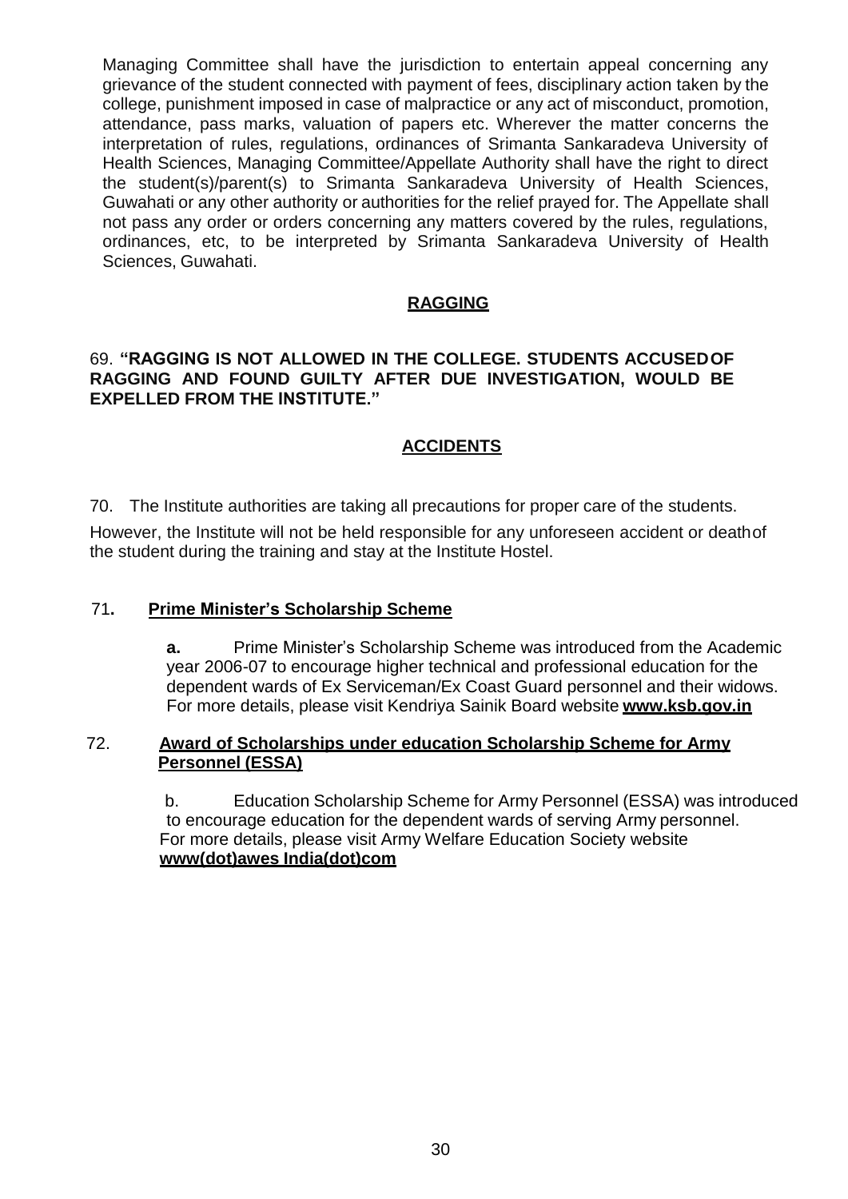Managing Committee shall have the jurisdiction to entertain appeal concerning any grievance of the student connected with payment of fees, disciplinary action taken by the college, punishment imposed in case of malpractice or any act of misconduct, promotion, attendance, pass marks, valuation of papers etc. Wherever the matter concerns the interpretation of rules, regulations, ordinances of Srimanta Sankaradeva University of Health Sciences, Managing Committee/Appellate Authority shall have the right to direct the student(s)/parent(s) to Srimanta Sankaradeva University of Health Sciences, Guwahati or any other authority or authorities for the relief prayed for. The Appellate shall not pass any order or orders concerning any matters covered by the rules, regulations, ordinances, etc, to be interpreted by Srimanta Sankaradeva University of Health Sciences, Guwahati.

## RAGGING

69. **"RAGGING IS NOT ALLOWED IN THE COLLEGE. STUDENTS ACCUSED OF RAGGING AND FOUND GUILTY AFTER DUE INVESTIGATION, WOULD BE EXPELLED FROM THE INSTITUTE."**

## ACCIDENTS

70. The Institute authorities are taking all precautions for proper care of the students.

However, the Institute will not be held responsible for any unforeseen accident or death of the student during the training and stay at the Institute Hostel.

71. **Prime Minister's Scholarship Scheme**

**a.** Prime Minister's Scholarship Scheme was introduced from the Academic year 2006-07 to encourage higher technical and professional education for the dependent wards of Ex Serviceman/Ex Coast Guard personnel and their widows. For more details, please visit Kendriya Sainik Board website **www.ksb.gov.in**

72. **Award of Scholarships under education Scholarship Scheme for Army Personnel (ESSA)**

b. Education Scholarship Scheme for Army Personnel (ESSA) was introduced to encourage education for the dependent wards of serving Army personnel. For more details, please visit Army Welfare Education Society website **www(dot)awes India(dot)com**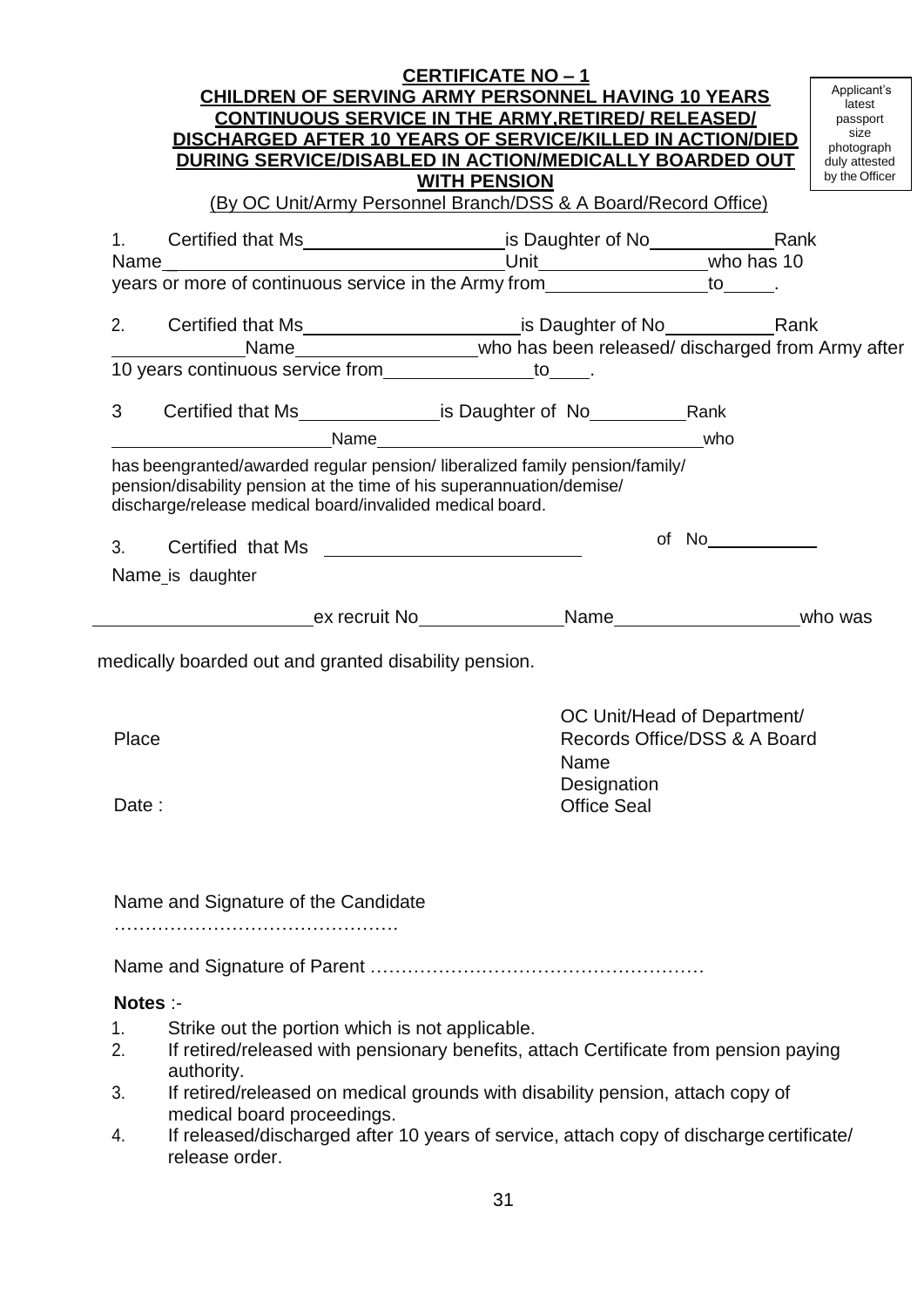**CERTIFICATE NO – 1**

**CHILDREN OF SERVING ARMY PERSONNEL HAVING 10 YEARS CONTINUOUS SERVICE IN THE ARMY,RETIRED/ RELEASED/ DISCHARGED AFTER 10 YEARS OF SERVICE/KILLED IN ACTION/DIED DURING SERVICE/DISABLED IN ACTION/MEDICALLY BOARDED OUT WITH PENSION**

(By OC Unit/Army Personnel Branch/DSS & A Board/Record Office)

Applicant's latest passport size photograph duly attested by the Officer

1. Certified that Ms____________________is Daughter of No____________Rank Name_________________________________Unit________________who has 10 years or more of continuous service in the Army from________________to_____.

2. Certified that Ms_____________________is Daughter of No___________Rank ____________Name__________________who has been released/ discharged from Army after 10 years continuous service from_______________to____.

3 Certified that Ms______________is Daughter of No__________Rank ______________________Name__________________________________who has beengranted/awarded regular pension/ liberalized family pension/family/ pension/disability pension at the time of his superannuation/demise/ discharge/release medical board/invalided medical board.

3. Certified that Ms _________________________ of No___________ Name is daughter _____________________ex recruit No______________Name__________________who was medically boarded out and granted disability pension.

Place

Date :

OC Unit/Head of Department/
Records Office/DSS & A Board
Name
Designation
Office Seal

Name and Signature of the Candidate ……………………………………….

Name and Signature of Parent ………………………………………………

**Notes** :-

1. Strike out the portion which is not applicable.
2. If retired/released with pensionary benefits, attach Certificate from pension paying authority.
3. If retired/released on medical grounds with disability pension, attach copy of medical board proceedings.
4. If released/discharged after 10 years of service, attach copy of discharge certificate/ release order.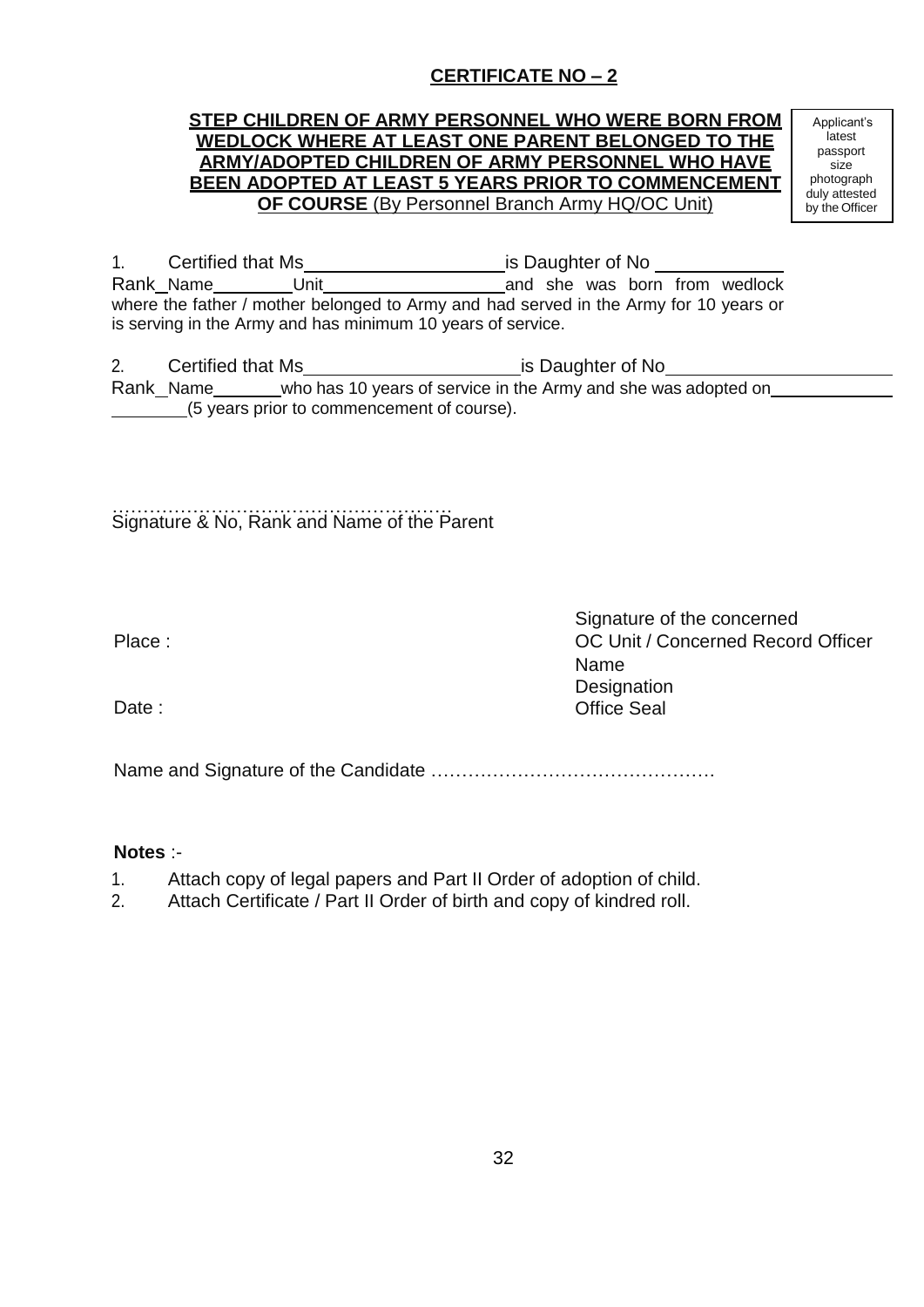**CERTIFICATE NO – 2**

**STEP CHILDREN OF ARMY PERSONNEL WHO WERE BORN FROM WEDLOCK WHERE AT LEAST ONE PARENT BELONGED TO THE ARMY/ADOPTED CHILDREN OF ARMY PERSONNEL WHO HAVE BEEN ADOPTED AT LEAST 5 YEARS PRIOR TO COMMENCEMENT OF COURSE** (By Personnel Branch Army HQ/OC Unit)

Applicant's latest passport size photograph duly attested by the Officer

1. Certified that Ms\_\_\_\_\_\_\_\_\_\_\_\_\_\_\_\_\_\_\_\_ is Daughter of No \_\_\_\_\_\_\_\_\_\_\_\_\_ Rank \_ Name\_\_\_\_\_\_\_\_\_ Unit\_\_\_\_\_\_\_\_\_\_\_\_\_\_\_\_\_\_\_\_ and she was born from wedlock where the father / mother belonged to Army and had served in the Army for 10 years or is serving in the Army and has minimum 10 years of service.

2. Certified that Ms\_\_\_\_\_\_\_\_\_\_\_\_\_\_\_\_\_\_\_\_\_\_\_ is Daughter of No\_\_\_\_\_\_\_\_\_\_\_\_\_\_\_\_\_\_\_\_\_\_\_\_ Rank \_ Name\_\_\_\_\_\_\_ who has 10 years of service in the Army and she was adopted on\_\_\_\_\_\_\_\_\_\_\_\_\_ \_\_\_\_\_\_\_\_\_ (5 years prior to commencement of course).

……………………………………………….
Signature & No, Rank and Name of the Parent

Place :

Date :

Signature of the concerned
OC Unit / Concerned Record Officer
Name
Designation
Office Seal

Name and Signature of the Candidate ……………………………………….

**Notes** :-

1. Attach copy of legal papers and Part II Order of adoption of child.
2. Attach Certificate / Part II Order of birth and copy of kindred roll.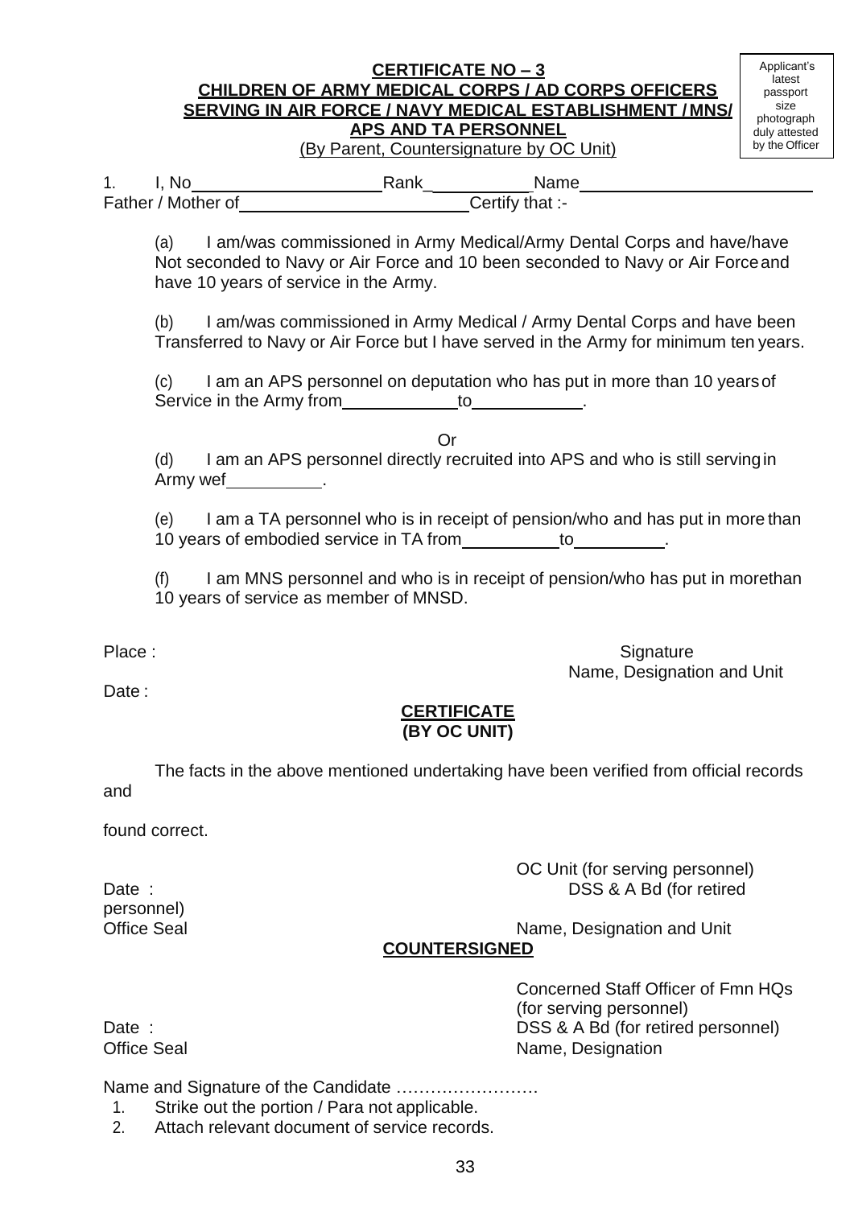Applicant's latest passport size photograph duly attested by the Officer

## CERTIFICATE NO – 3
## CHILDREN OF ARMY MEDICAL CORPS / AD CORPS OFFICERS SERVING IN AIR FORCE / NAVY MEDICAL ESTABLISHMENT / MNS/ APS AND TA PERSONNEL

(By Parent, Countersignature by OC Unit)

1. I, No\_\_\_\_\_\_\_\_\_\_\_\_\_\_\_\_\_\_\_\_ Rank\_\_\_\_\_\_\_\_\_\_\_ Name\_\_\_\_\_\_\_\_\_\_\_\_\_\_\_\_\_\_\_\_\_\_\_\_\_ Father / Mother of\_\_\_\_\_\_\_\_\_\_\_\_\_\_\_\_\_\_\_\_\_\_\_\_\_ Certify that :-

(a) I am/was commissioned in Army Medical/Army Dental Corps and have/have Not seconded to Navy or Air Force and 10 been seconded to Navy or Air Force and have 10 years of service in the Army.

(b) I am/was commissioned in Army Medical / Army Dental Corps and have been Transferred to Navy or Air Force but I have served in the Army for minimum ten years.

(c) I am an APS personnel on deputation who has put in more than 10 years of Service in the Army from\_\_\_\_\_\_\_\_\_\_\_\_ to\_\_\_\_\_\_\_\_\_\_\_\_.

Or

(d) I am an APS personnel directly recruited into APS and who is still serving in Army wef\_\_\_\_\_\_\_\_\_\_.

(e) I am a TA personnel who is in receipt of pension/who and has put in more than 10 years of embodied service in TA from\_\_\_\_\_\_\_\_\_\_ to\_\_\_\_\_\_\_\_\_\_.

(f) I am MNS personnel and who is in receipt of pension/who has put in more than 10 years of service as member of MNSD.

Place :

Signature
Name, Designation and Unit

Date :

### CERTIFICATE
### (BY OC UNIT)

The facts in the above mentioned undertaking have been verified from official records and

found correct.

OC Unit (for serving personnel)
DSS & A Bd (for retired personnel)
Name, Designation and Unit

Date :
Office Seal

### COUNTERSIGNED

Concerned Staff Officer of Fmn HQs (for serving personnel)
DSS & A Bd (for retired personnel)
Name, Designation

Date :
Office Seal

Name and Signature of the Candidate …………………….

1. Strike out the portion / Para not applicable.
2. Attach relevant document of service records.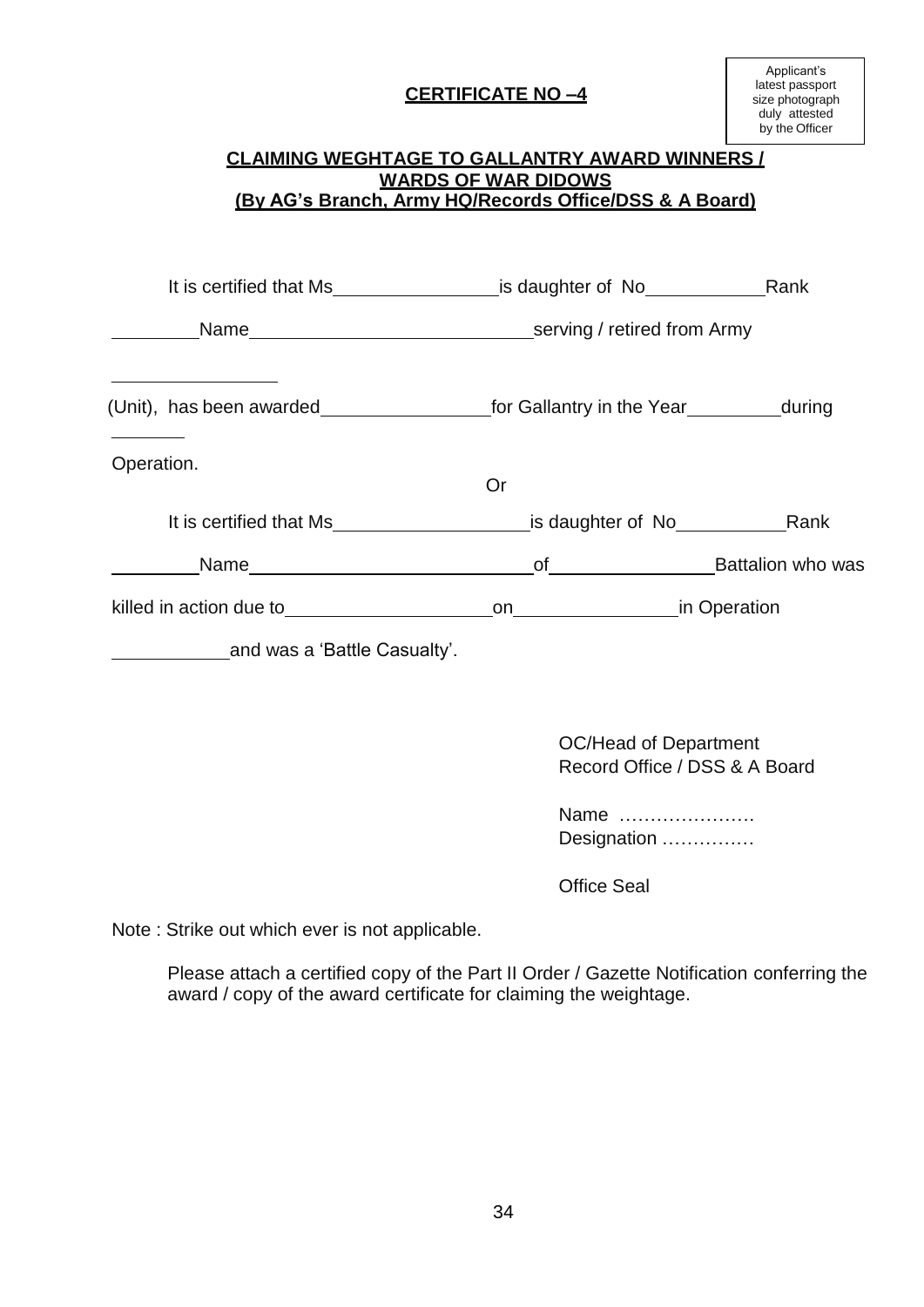Applicant's latest passport size photograph duly attested by the Officer

## CERTIFICATE NO –4

### CLAIMING WEGHTAGE TO GALLANTRY AWARD WINNERS / WARDS OF WAR DIDOWS
### (By AG's Branch, Army HQ/Records Office/DSS & A Board)

It is certified that Ms________________is daughter of No___________Rank ________Name___________________________serving / retired from Army ________________ (Unit), has been awarded________________for Gallantry in the Year_________during _______ Operation.

Or

It is certified that Ms__________________is daughter of No__________Rank ________Name___________________________of_______________Battalion who was killed in action due to____________________on_______________in Operation __________and was a 'Battle Casualty'.

OC/Head of Department
Record Office / DSS & A Board

Name ………………….
Designation ……………

Office Seal

Note : Strike out which ever is not applicable.

Please attach a certified copy of the Part II Order / Gazette Notification conferring the award / copy of the award certificate for claiming the weightage.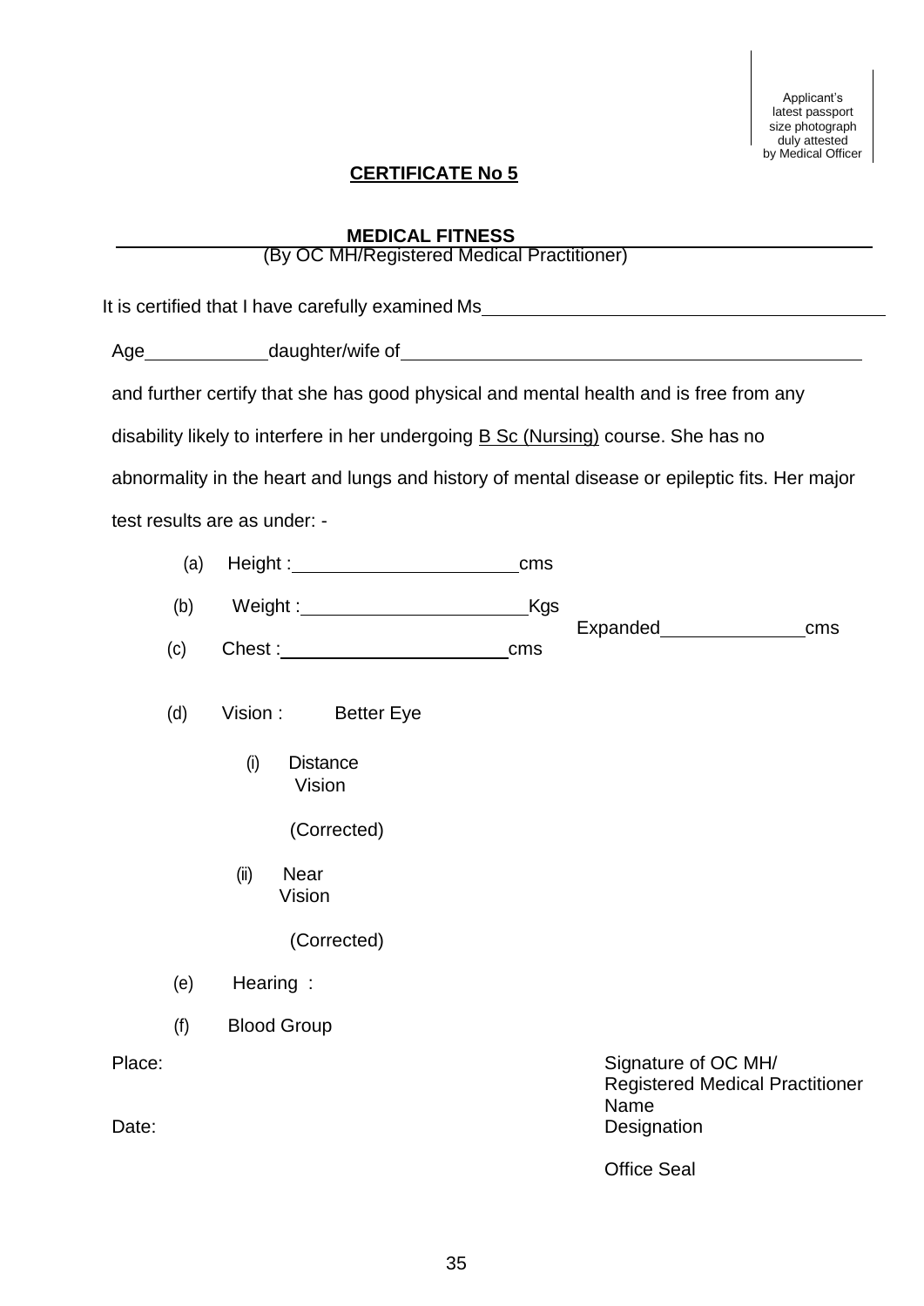Applicant's latest passport size photograph duly attested by Medical Officer

## CERTIFICATE No 5

### MEDICAL FITNESS

(By OC MH/Registered Medical Practitioner)

It is certified that I have carefully examined Ms\_\_\_\_\_\_\_\_\_\_\_\_\_\_\_\_\_\_\_\_\_\_\_\_\_\_\_\_\_\_\_\_\_\_\_\_\_\_\_\_

Age\_\_\_\_\_\_\_\_\_\_\_\_daughter/wife of\_\_\_\_\_\_\_\_\_\_\_\_\_\_\_\_\_\_\_\_\_\_\_\_\_\_\_\_\_\_\_\_\_\_\_\_\_\_\_\_\_\_\_\_\_\_

and further certify that she has good physical and mental health and is free from any disability likely to interfere in her undergoing B Sc (Nursing) course. She has no abnormality in the heart and lungs and history of mental disease or epileptic fits. Her major test results are as under: -

(a) Height :\_\_\_\_\_\_\_\_\_\_\_\_\_\_\_\_\_\_\_\_\_\_cms

(b) Weight :\_\_\_\_\_\_\_\_\_\_\_\_\_\_\_\_\_\_\_\_\_\_Kgs

(c) Chest :\_\_\_\_\_\_\_\_\_\_\_\_\_\_\_\_\_\_\_\_\_\_cms Expanded\_\_\_\_\_\_\_\_\_\_\_\_\_\_cms

(d) Vision : Better Eye

(i) Distance Vision

(Corrected)

(ii) Near Vision

(Corrected)

(e) Hearing :

(f) Blood Group

Place:

Date:

Signature of OC MH/
Registered Medical Practitioner
Name
Designation

Office Seal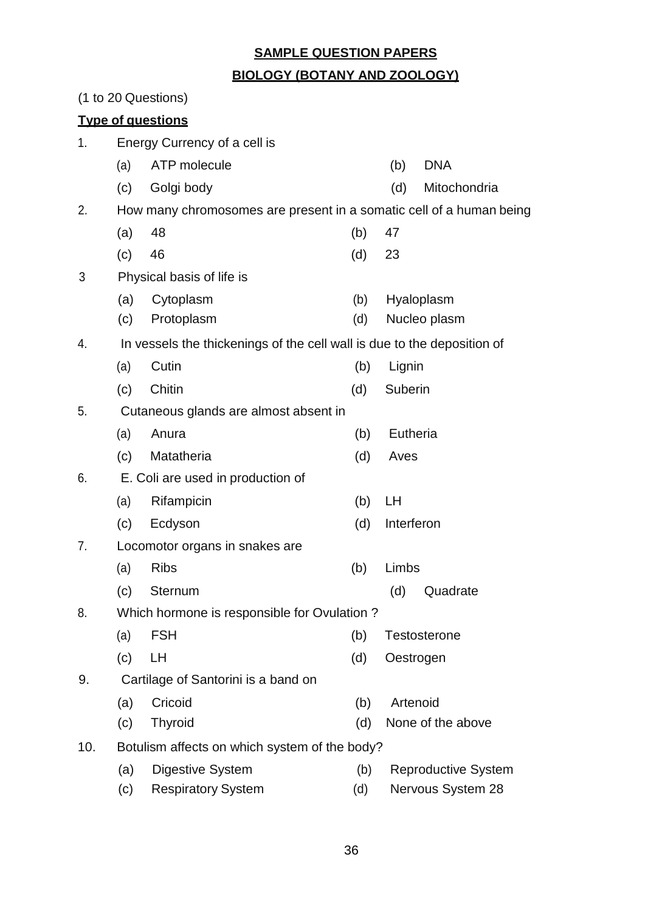**SAMPLE QUESTION PAPERS**

**BIOLOGY (BOTANY AND ZOOLOGY)**

(1 to 20 Questions)

**Type of questions**

1. Energy Currency of a cell is
   - (a) ATP molecule
   - (b) DNA
   - (c) Golgi body
   - (d) Mitochondria

2. How many chromosomes are present in a somatic cell of a human being
   - (a) 48
   - (b) 47
   - (c) 46
   - (d) 23

3. Physical basis of life is
   - (a) Cytoplasm
   - (b) Hyaloplasm
   - (c) Protoplasm
   - (d) Nucleo plasm

4. In vessels the thickenings of the cell wall is due to the deposition of
   - (a) Cutin
   - (b) Lignin
   - (c) Chitin
   - (d) Suberin

5. Cutaneous glands are almost absent in
   - (a) Anura
   - (b) Eutheria
   - (c) Matatheria
   - (d) Aves

6. E. Coli are used in production of
   - (a) Rifampicin
   - (b) LH
   - (c) Ecdyson
   - (d) Interferon

7. Locomotor organs in snakes are
   - (a) Ribs
   - (b) Limbs
   - (c) Sternum
   - (d) Quadrate

8. Which hormone is responsible for Ovulation ?
   - (a) FSH
   - (b) Testosterone
   - (c) LH
   - (d) Oestrogen

9. Cartilage of Santorini is a band on
   - (a) Cricoid
   - (b) Artenoid
   - (c) Thyroid
   - (d) None of the above

10. Botulism affects on which system of the body?
    - (a) Digestive System
    - (b) Reproductive System
    - (c) Respiratory System
    - (d) Nervous System 28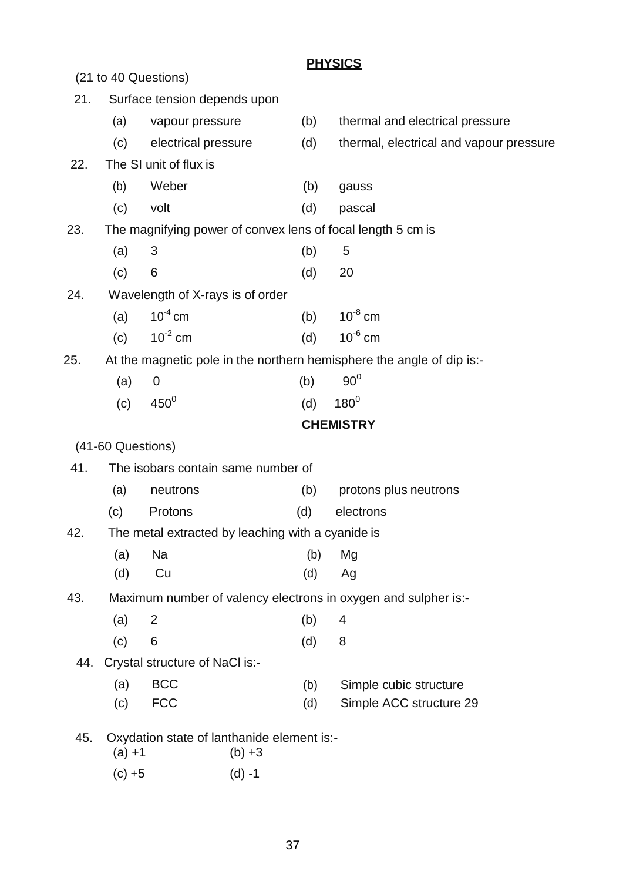## PHYSICS

(21 to 40 Questions)

21. Surface tension depends upon

    (a) vapour pressure (b) thermal and electrical pressure

    (c) electrical pressure (d) thermal, electrical and vapour pressure

22. The SI unit of flux is

    (b) Weber (b) gauss

    (c) volt (d) pascal

23. The magnifying power of convex lens of focal length 5 cm is

    (a) 3 (b) 5

    (c) 6 (d) 20

24. Wavelength of X-rays is of order

    (a) $10^{-4}$ cm (b) $10^{-8}$ cm

    (c) $10^{-2}$ cm (d) $10^{-6}$ cm

25. At the magnetic pole in the northern hemisphere the angle of dip is:-

    (a) 0 (b) $90^0$

    (c) $450^0$ (d) $180^0$

## CHEMISTRY

(41-60 Questions)

41. The isobars contain same number of

    (a) neutrons (b) protons plus neutrons

    (c) Protons (d) electrons

42. The metal extracted by leaching with a cyanide is

    (a) Na (b) Mg

    (d) Cu (d) Ag

43. Maximum number of valency electrons in oxygen and sulpher is:-

    (a) 2 (b) 4

    (c) 6 (d) 8

44. Crystal structure of NaCl is:-

    (a) BCC (b) Simple cubic structure

    (c) FCC (d) Simple ACC structure 29

45. Oxydation state of lanthanide element is:-

    (a) +1 (b) +3

    (c) +5 (d) -1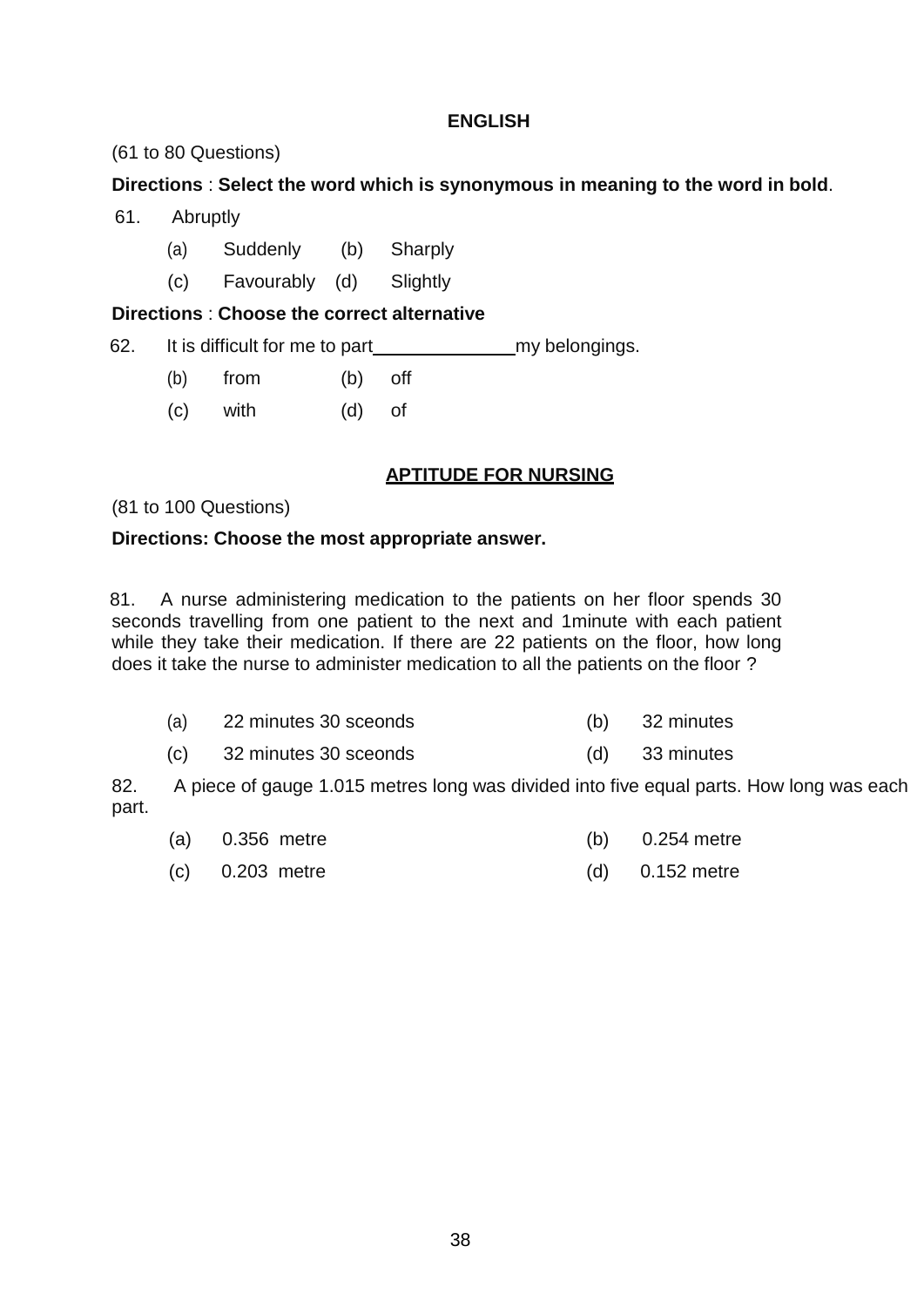**ENGLISH**

(61 to 80 Questions)

**Directions** : **Select the word which is synonymous in meaning to the word in bold**.

61. Abruptly

(a) Suddenly (b) Sharply

(c) Favourably (d) Slightly

**Directions** : **Choose the correct alternative**

62. It is difficult for me to part\_\_\_\_\_\_\_\_\_\_\_\_\_my belongings.

(b) from (b) off

(c) with (d) of

**APTITUDE FOR NURSING**

(81 to 100 Questions)

**Directions: Choose the most appropriate answer.**

81. A nurse administering medication to the patients on her floor spends 30 seconds travelling from one patient to the next and 1minute with each patient while they take their medication. If there are 22 patients on the floor, how long does it take the nurse to administer medication to all the patients on the floor ?

(a) 22 minutes 30 sceonds (b) 32 minutes

(c) 32 minutes 30 sceonds (d) 33 minutes

82. A piece of gauge 1.015 metres long was divided into five equal parts. How long was each part.

(a) 0.356 metre (b) 0.254 metre

(c) 0.203 metre (d) 0.152 metre